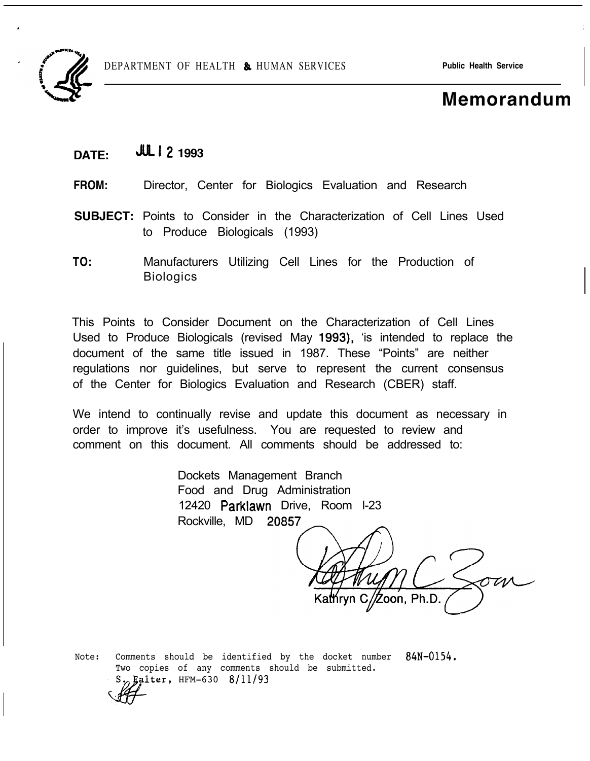DEPARTMENT OF HEALTH & HUMAN SERVICES **Public Health Service**

# Memorandum

**DATE:** JUL 1 2 1993

**FROM:** Director, Center for Biologics Evaluation and Research

**SUBJECT:** Points to Consider in the Characterization of Cell Lines Used to Produce Biologicals (1993)

**TO:** Manufacturers Utilizing Cell Lines for the Production of Biologics

This Points to Consider Document on the Characterization of Cell Lines Used to Produce Biologicals (revised May 1993), 'is intended to replace the document of the same title issued in 1987. These "Points" are neither regulations nor guidelines, but serve to represent the current consensus of the Center for Biologics Evaluation and Research (CBER) staff.

We intend to continually revise and update this document as necessary in order to improve it's usefulness. You are requested to review and comment on this document. All comments should be addressed to:

Dockets Management Branch
Food and Drug Administration
12420 Parklawn Drive, Room I-23
Rockville, MD 20857

Kathryn C. Zoon, Ph.D.

Note: Comments should be identified by the docket number 84N-0154.
Two copies of any comments should be submitted.
S. Falter, HFM-630 8/11/93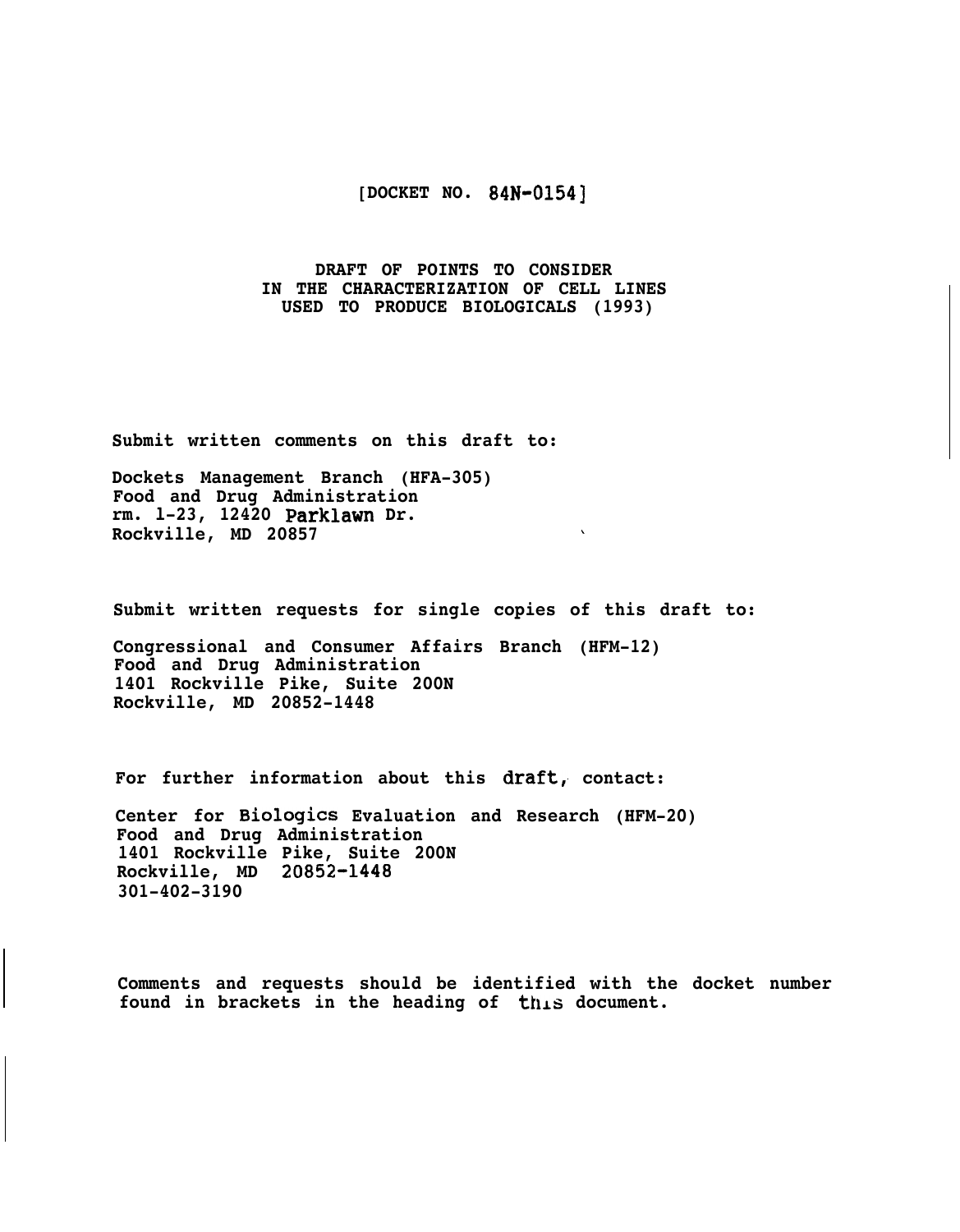[DOCKET NO. 84N-0154]

# DRAFT OF POINTS TO CONSIDER IN THE CHARACTERIZATION OF CELL LINES USED TO PRODUCE BIOLOGICALS (1993)

Submit written comments on this draft to:

Dockets Management Branch (HFA-305)
Food and Drug Administration
rm. 1-23, 12420 Parklawn Dr.
Rockville, MD 20857

Submit written requests for single copies of this draft to:

Congressional and Consumer Affairs Branch (HFM-12)
Food and Drug Administration
1401 Rockville Pike, Suite 200N
Rockville, MD 20852-1448

For further information about this draft, contact:

Center for Biologics Evaluation and Research (HFM-20)
Food and Drug Administration
1401 Rockville Pike, Suite 200N
Rockville, MD 20852-1448
301-402-3190

Comments and requests should be identified with the docket number found in brackets in the heading of this document.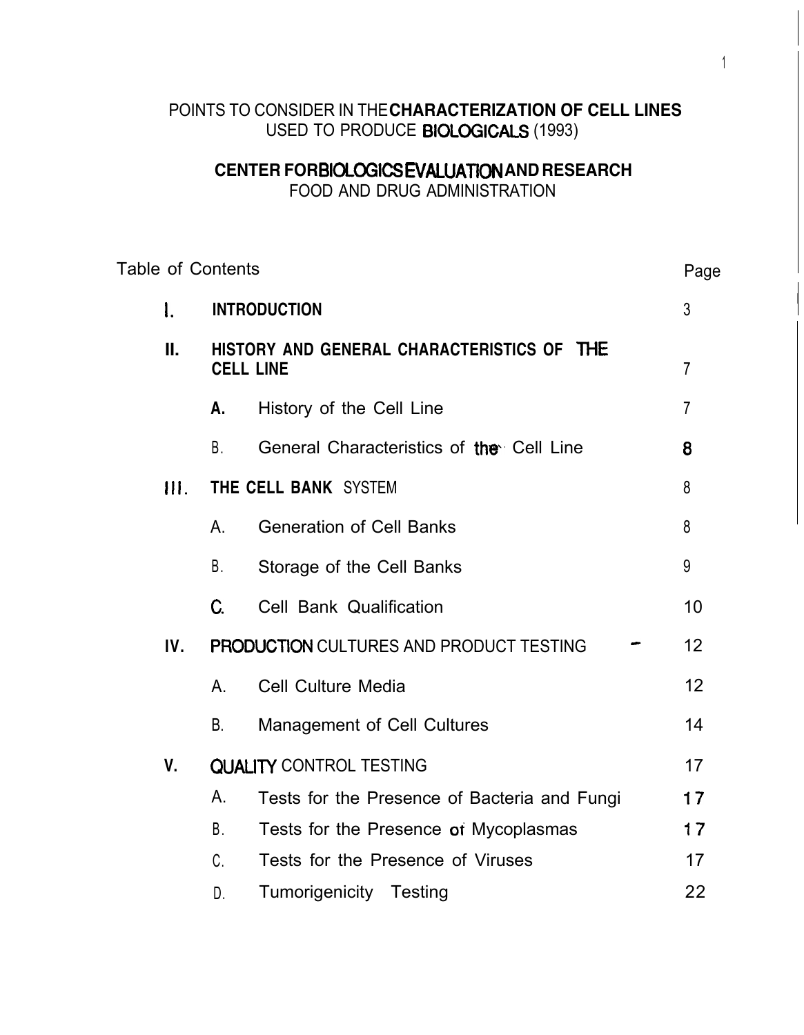# POINTS TO CONSIDER IN THE CHARACTERIZATION OF CELL LINES USED TO PRODUCE BIOLOGICALS (1993)

## CENTER FOR BIOLOGICS EVALUATION AND RESEARCH
FOOD AND DRUG ADMINISTRATION

| Table of Contents | | | Page |
|---|---|---|---|
| I. | INTRODUCTION | | 3 |
| II. | HISTORY AND GENERAL CHARACTERISTICS OF THE CELL LINE | | 7 |
| | A. | History of the Cell Line | 7 |
| | B. | General Characteristics of the Cell Line | 8 |
| III. | THE CELL BANK SYSTEM | | 8 |
| | A. | Generation of Cell Banks | 8 |
| | B. | Storage of the Cell Banks | 9 |
| | C. | Cell Bank Qualification | 10 |
| IV. | PRODUCTION CULTURES AND PRODUCT TESTING | | 12 |
| | A. | Cell Culture Media | 12 |
| | B. | Management of Cell Cultures | 14 |
| V. | QUALITY CONTROL TESTING | | 17 |
| | A. | Tests for the Presence of Bacteria and Fungi | 17 |
| | B. | Tests for the Presence of Mycoplasmas | 17 |
| | C. | Tests for the Presence of Viruses | 17 |
| | D. | Tumorigenicity Testing | 22 |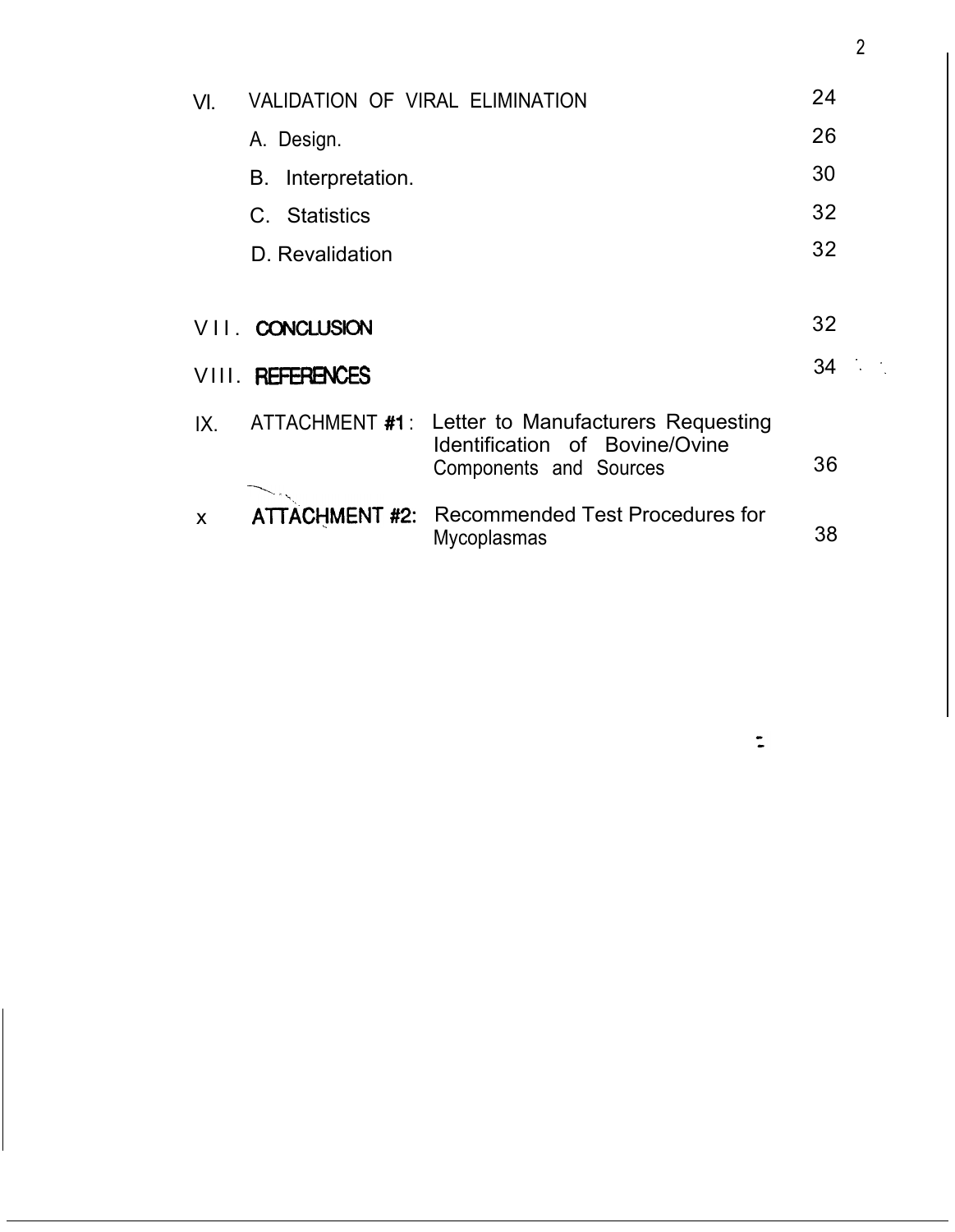| | | | |
|---|---|---|---|
| VI. | VALIDATION OF VIRAL ELIMINATION | | 24 |
| | A. Design. | | 26 |
| | B. Interpretation. | | 30 |
| | C. Statistics | | 32 |
| | D. Revalidation | | 32 |
| VII. | **CONCLUSION** | | 32 |
| VIII. | **REFERENCES** | | 34 |
| IX. | ATTACHMENT #1: | Letter to Manufacturers Requesting Identification of Bovine/Ovine Components and Sources | 36 |
| X | **ATTACHMENT #2:** | Recommended Test Procedures for Mycoplasmas | 38 |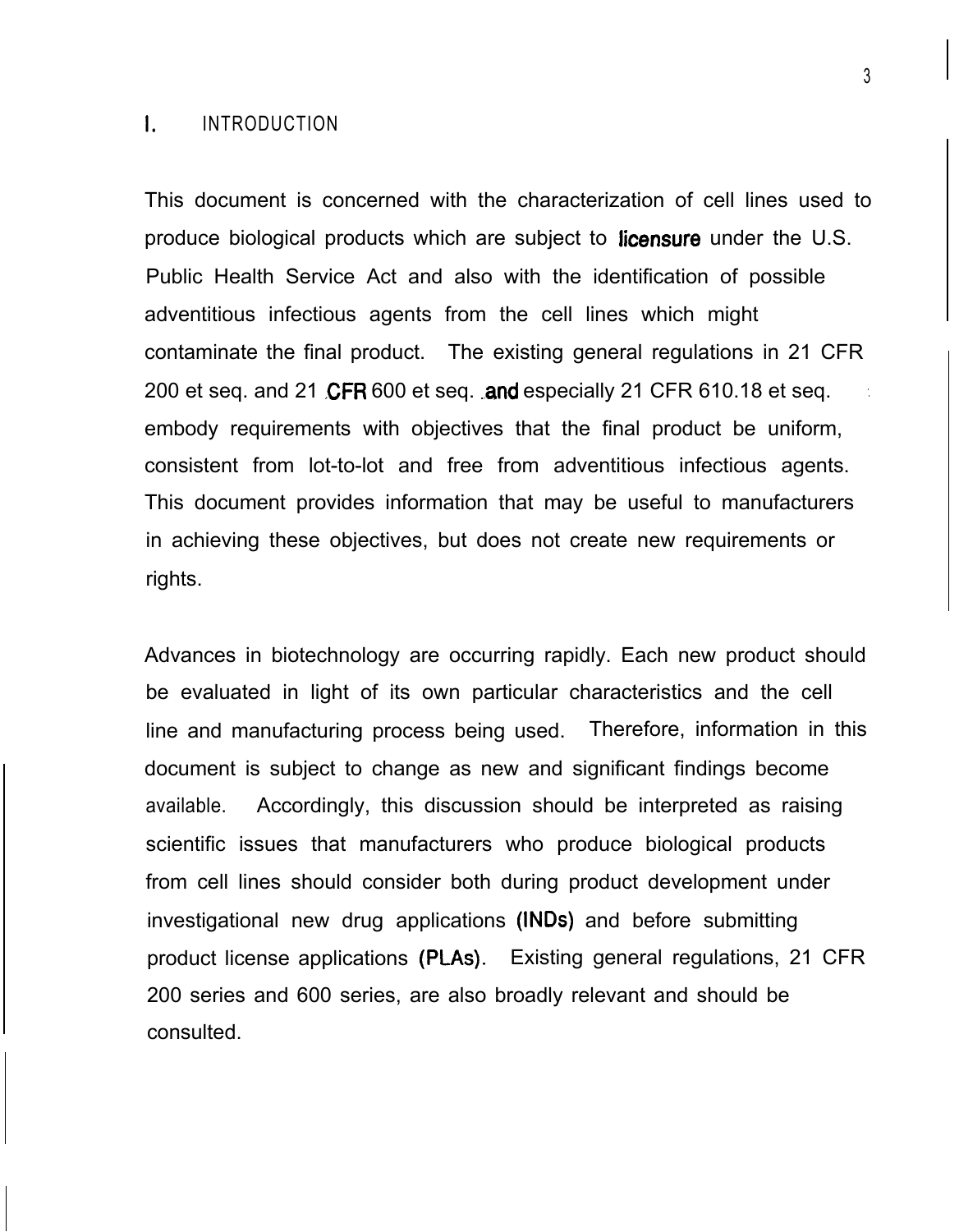# I. INTRODUCTION

This document is concerned with the characterization of cell lines used to produce biological products which are subject to licensure under the U.S. Public Health Service Act and also with the identification of possible adventitious infectious agents from the cell lines which might contaminate the final product. The existing general regulations in 21 CFR 200 et seq. and 21 CFR 600 et seq. and especially 21 CFR 610.18 et seq. embody requirements with objectives that the final product be uniform, consistent from lot-to-lot and free from adventitious infectious agents. This document provides information that may be useful to manufacturers in achieving these objectives, but does not create new requirements or rights.

Advances in biotechnology are occurring rapidly. Each new product should be evaluated in light of its own particular characteristics and the cell line and manufacturing process being used. Therefore, information in this document is subject to change as new and significant findings become available. Accordingly, this discussion should be interpreted as raising scientific issues that manufacturers who produce biological products from cell lines should consider both during product development under investigational new drug applications (INDs) and before submitting product license applications (PLAs). Existing general regulations, 21 CFR 200 series and 600 series, are also broadly relevant and should be consulted.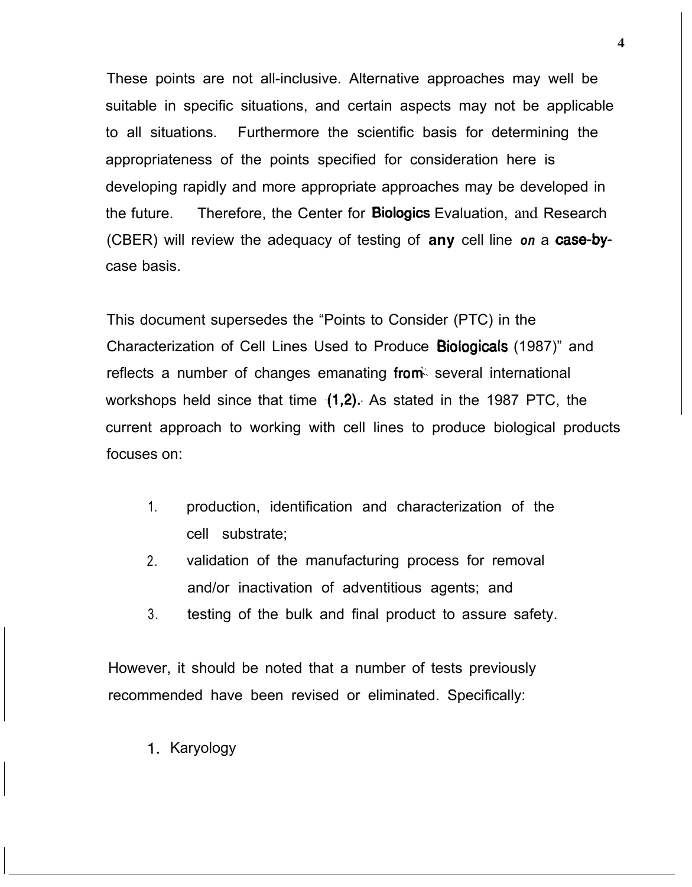These points are not all-inclusive. Alternative approaches may well be suitable in specific situations, and certain aspects may not be applicable to all situations. Furthermore the scientific basis for determining the appropriateness of the points specified for consideration here is developing rapidly and more appropriate approaches may be developed in the future. Therefore, the Center for Biologics Evaluation, and Research (CBER) will review the adequacy of testing of **any** cell line *on* a case-by-case basis.

This document supersedes the "Points to Consider (PTC) in the Characterization of Cell Lines Used to Produce Biologicals (1987)" and reflects a number of changes emanating from several international workshops held since that time (1,2). As stated in the 1987 PTC, the current approach to working with cell lines to produce biological products focuses on:

1. production, identification and characterization of the cell substrate;
2. validation of the manufacturing process for removal and/or inactivation of adventitious agents; and
3. testing of the bulk and final product to assure safety.

However, it should be noted that a number of tests previously recommended have been revised or eliminated. Specifically:

1. Karyology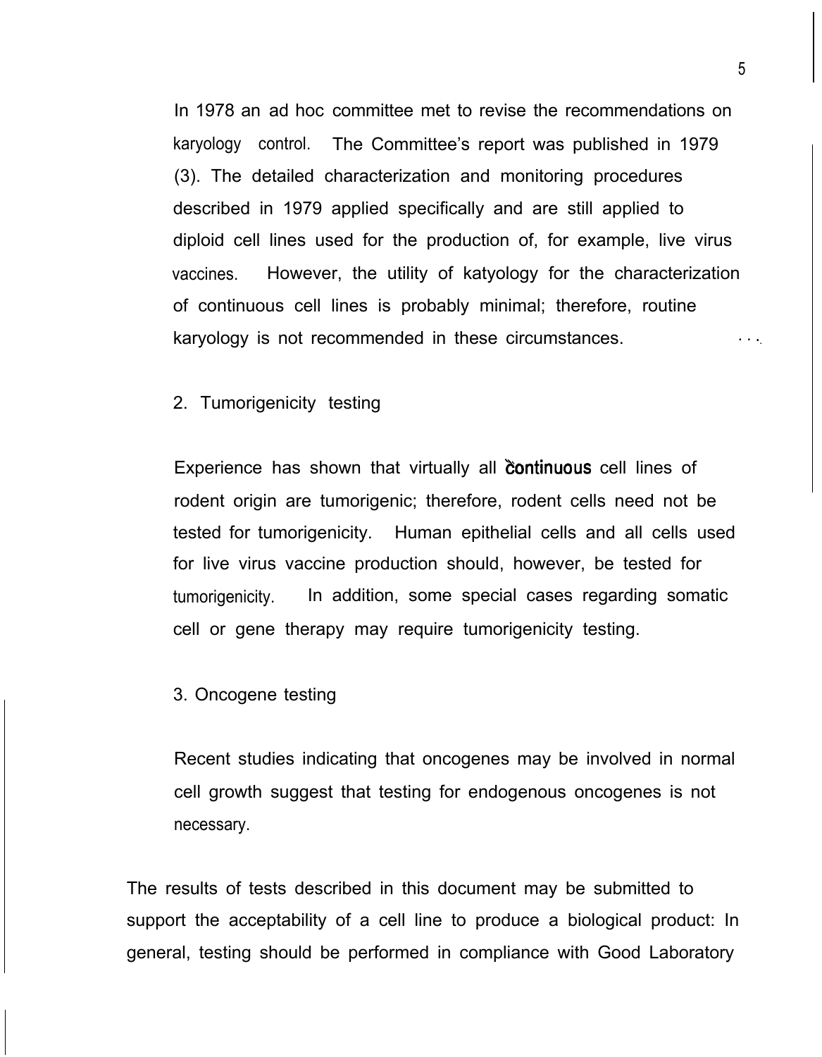In 1978 an ad hoc committee met to revise the recommendations on karyology control. The Committee's report was published in 1979 (3). The detailed characterization and monitoring procedures described in 1979 applied specifically and are still applied to diploid cell lines used for the production of, for example, live virus vaccines. However, the utility of katyology for the characterization of continuous cell lines is probably minimal; therefore, routine karyology is not recommended in these circumstances.

2. Tumorigenicity testing

Experience has shown that virtually all continuous cell lines of rodent origin are tumorigenic; therefore, rodent cells need not be tested for tumorigenicity. Human epithelial cells and all cells used for live virus vaccine production should, however, be tested for tumorigenicity. In addition, some special cases regarding somatic cell or gene therapy may require tumorigenicity testing.

3. Oncogene testing

Recent studies indicating that oncogenes may be involved in normal cell growth suggest that testing for endogenous oncogenes is not necessary.

The results of tests described in this document may be submitted to support the acceptability of a cell line to produce a biological product: In general, testing should be performed in compliance with Good Laboratory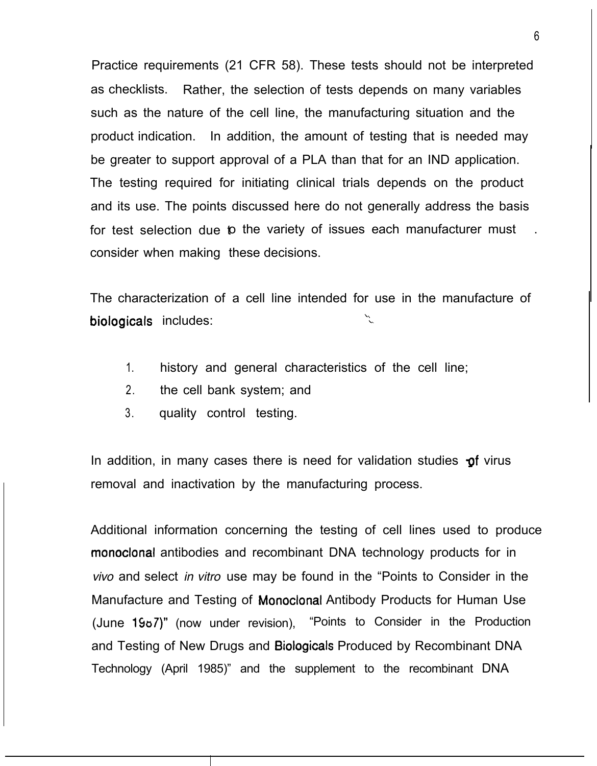Practice requirements (21 CFR 58). These tests should not be interpreted as checklists. Rather, the selection of tests depends on many variables such as the nature of the cell line, the manufacturing situation and the product indication. In addition, the amount of testing that is needed may be greater to support approval of a PLA than that for an IND application. The testing required for initiating clinical trials depends on the product and its use. The points discussed here do not generally address the basis for test selection due to the variety of issues each manufacturer must consider when making these decisions.

The characterization of a cell line intended for use in the manufacture of biologicals includes:

1. history and general characteristics of the cell line;
2. the cell bank system; and
3. quality control testing.

In addition, in many cases there is need for validation studies of virus removal and inactivation by the manufacturing process.

Additional information concerning the testing of cell lines used to produce monoclonal antibodies and recombinant DNA technology products for in *vivo* and select *in vitro* use may be found in the "Points to Consider in the Manufacture and Testing of Monoclonal Antibody Products for Human Use (June 1987)" (now under revision), "Points to Consider in the Production and Testing of New Drugs and Biologicals Produced by Recombinant DNA Technology (April 1985)" and the supplement to the recombinant DNA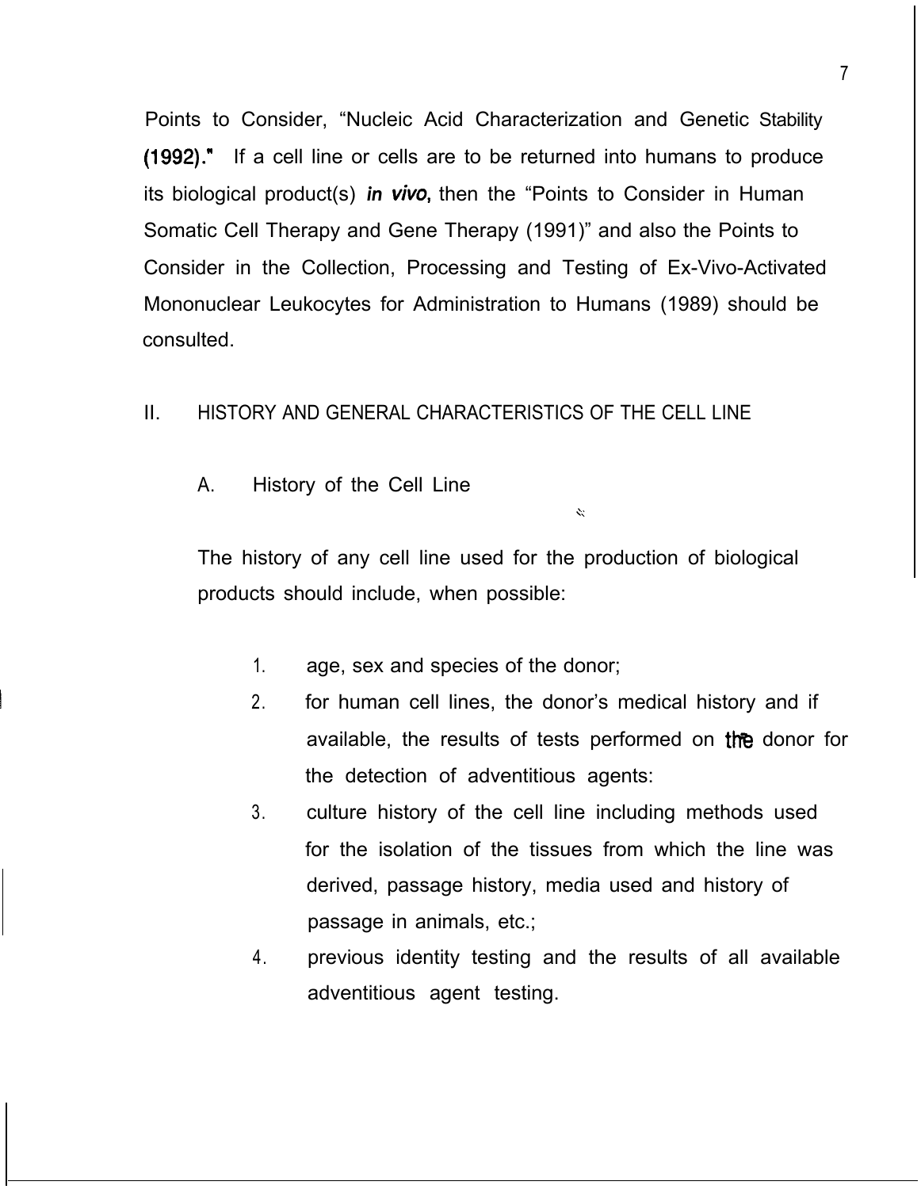Points to Consider, "Nucleic Acid Characterization and Genetic Stability **(1992)."** If a cell line or cells are to be returned into humans to produce its biological product(s) ***in vivo***, then the "Points to Consider in Human Somatic Cell Therapy and Gene Therapy (1991)" and also the Points to Consider in the Collection, Processing and Testing of Ex-Vivo-Activated Mononuclear Leukocytes for Administration to Humans (1989) should be consulted.

## II. HISTORY AND GENERAL CHARACTERISTICS OF THE CELL LINE

### A. History of the Cell Line

The history of any cell line used for the production of biological products should include, when possible:

1. age, sex and species of the donor;
2. for human cell lines, the donor's medical history and if available, the results of tests performed on the donor for the detection of adventitious agents:
3. culture history of the cell line including methods used for the isolation of the tissues from which the line was derived, passage history, media used and history of passage in animals, etc.;
4. previous identity testing and the results of all available adventitious agent testing.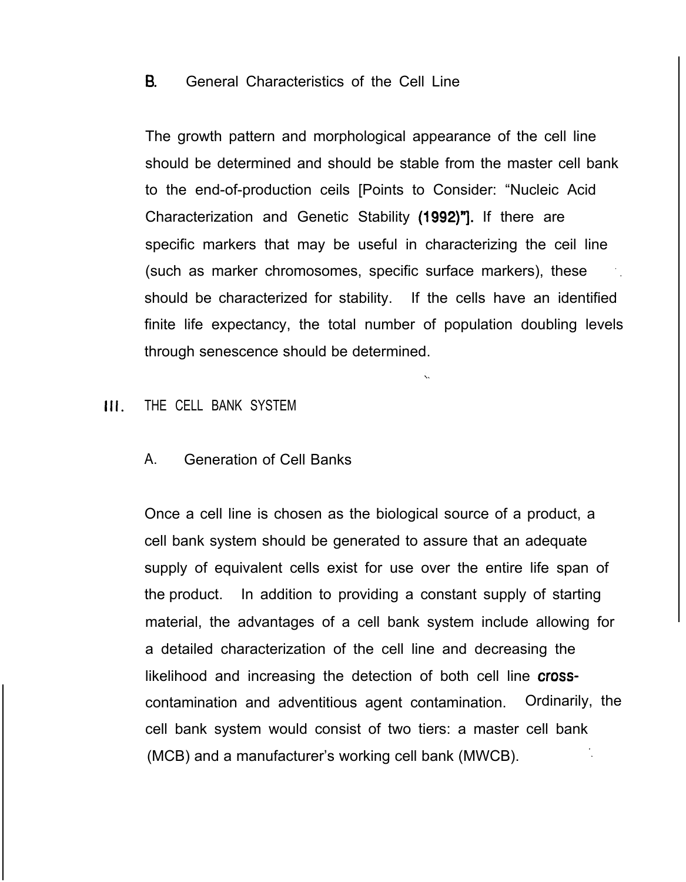### B. General Characteristics of the Cell Line

The growth pattern and morphological appearance of the cell line should be determined and should be stable from the master cell bank to the end-of-production ceils [Points to Consider: "Nucleic Acid Characterization and Genetic Stability (1992)"]. If there are specific markers that may be useful in characterizing the ceil line (such as marker chromosomes, specific surface markers), these should be characterized for stability. If the cells have an identified finite life expectancy, the total number of population doubling levels through senescence should be determined.

## III. THE CELL BANK SYSTEM

### A. Generation of Cell Banks

Once a cell line is chosen as the biological source of a product, a cell bank system should be generated to assure that an adequate supply of equivalent cells exist for use over the entire life span of the product. In addition to providing a constant supply of starting material, the advantages of a cell bank system include allowing for a detailed characterization of the cell line and decreasing the likelihood and increasing the detection of both cell line cross-contamination and adventitious agent contamination. Ordinarily, the cell bank system would consist of two tiers: a master cell bank (MCB) and a manufacturer's working cell bank (MWCB).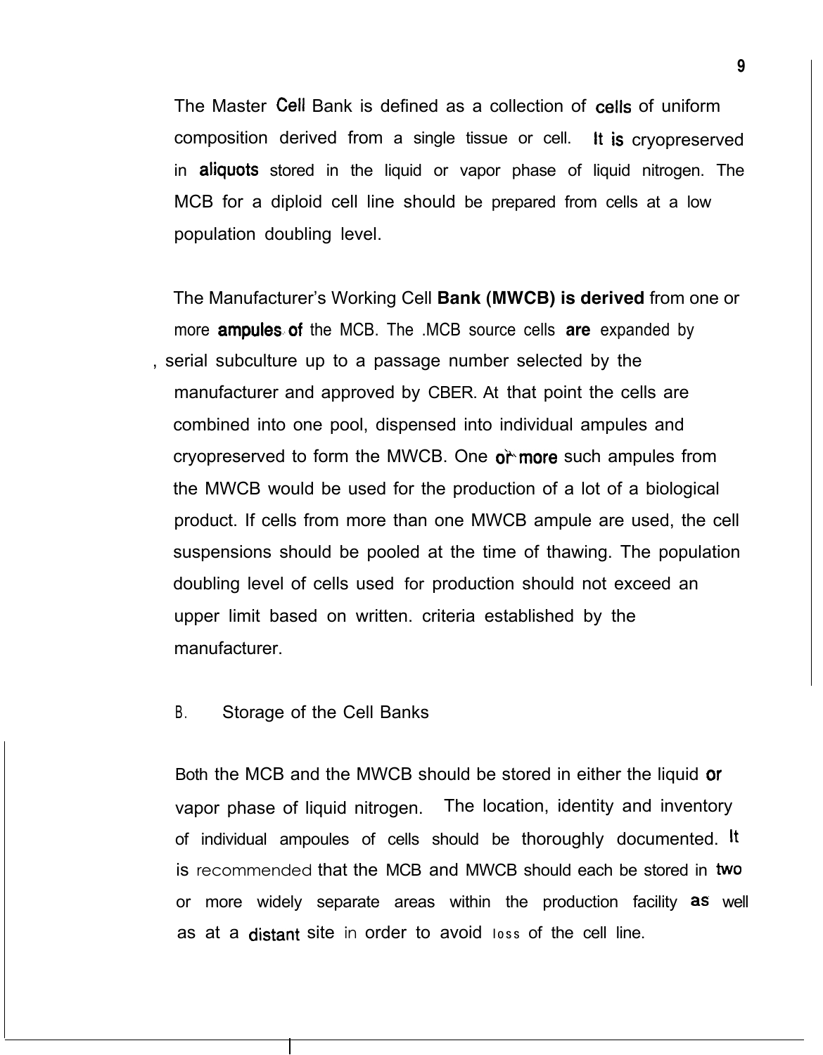The Master Cell Bank is defined as a collection of cells of uniform composition derived from a single tissue or cell. It is cryopreserved in aliquots stored in the liquid or vapor phase of liquid nitrogen. The MCB for a diploid cell line should be prepared from cells at a low population doubling level.

The Manufacturer's Working Cell Bank (MWCB) is derived from one or more ampules of the MCB. The MCB source cells are expanded by serial subculture up to a passage number selected by the manufacturer and approved by CBER. At that point the cells are combined into one pool, dispensed into individual ampules and cryopreserved to form the MWCB. One or more such ampules from the MWCB would be used for the production of a lot of a biological product. If cells from more than one MWCB ampule are used, the cell suspensions should be pooled at the time of thawing. The population doubling level of cells used for production should not exceed an upper limit based on written criteria established by the manufacturer.

B. Storage of the Cell Banks

Both the MCB and the MWCB should be stored in either the liquid or vapor phase of liquid nitrogen. The location, identity and inventory of individual ampoules of cells should be thoroughly documented. It is recommended that the MCB and MWCB should each be stored in two or more widely separate areas within the production facility as well as at a distant site in order to avoid loss of the cell line.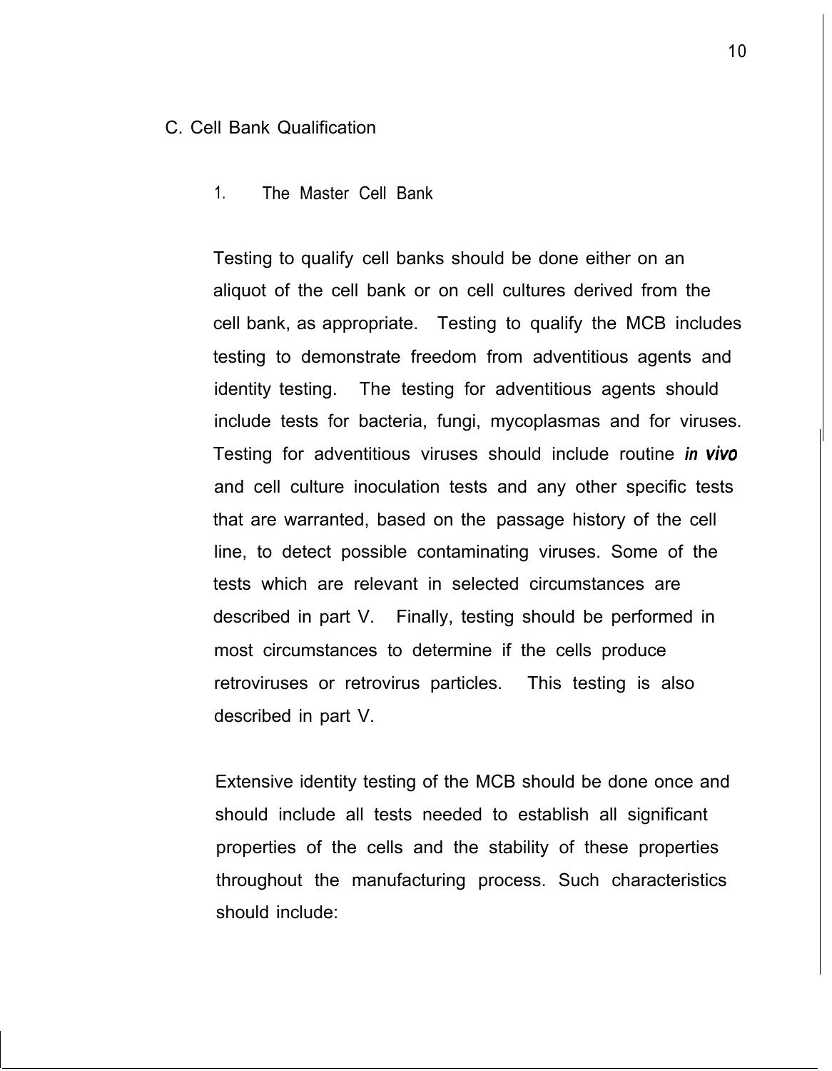## C. Cell Bank Qualification

### 1. The Master Cell Bank

Testing to qualify cell banks should be done either on an aliquot of the cell bank or on cell cultures derived from the cell bank, as appropriate. Testing to qualify the MCB includes testing to demonstrate freedom from adventitious agents and identity testing. The testing for adventitious agents should include tests for bacteria, fungi, mycoplasmas and for viruses. Testing for adventitious viruses should include routine *in vivo* and cell culture inoculation tests and any other specific tests that are warranted, based on the passage history of the cell line, to detect possible contaminating viruses. Some of the tests which are relevant in selected circumstances are described in part V. Finally, testing should be performed in most circumstances to determine if the cells produce retroviruses or retrovirus particles. This testing is also described in part V.

Extensive identity testing of the MCB should be done once and should include all tests needed to establish all significant properties of the cells and the stability of these properties throughout the manufacturing process. Such characteristics should include: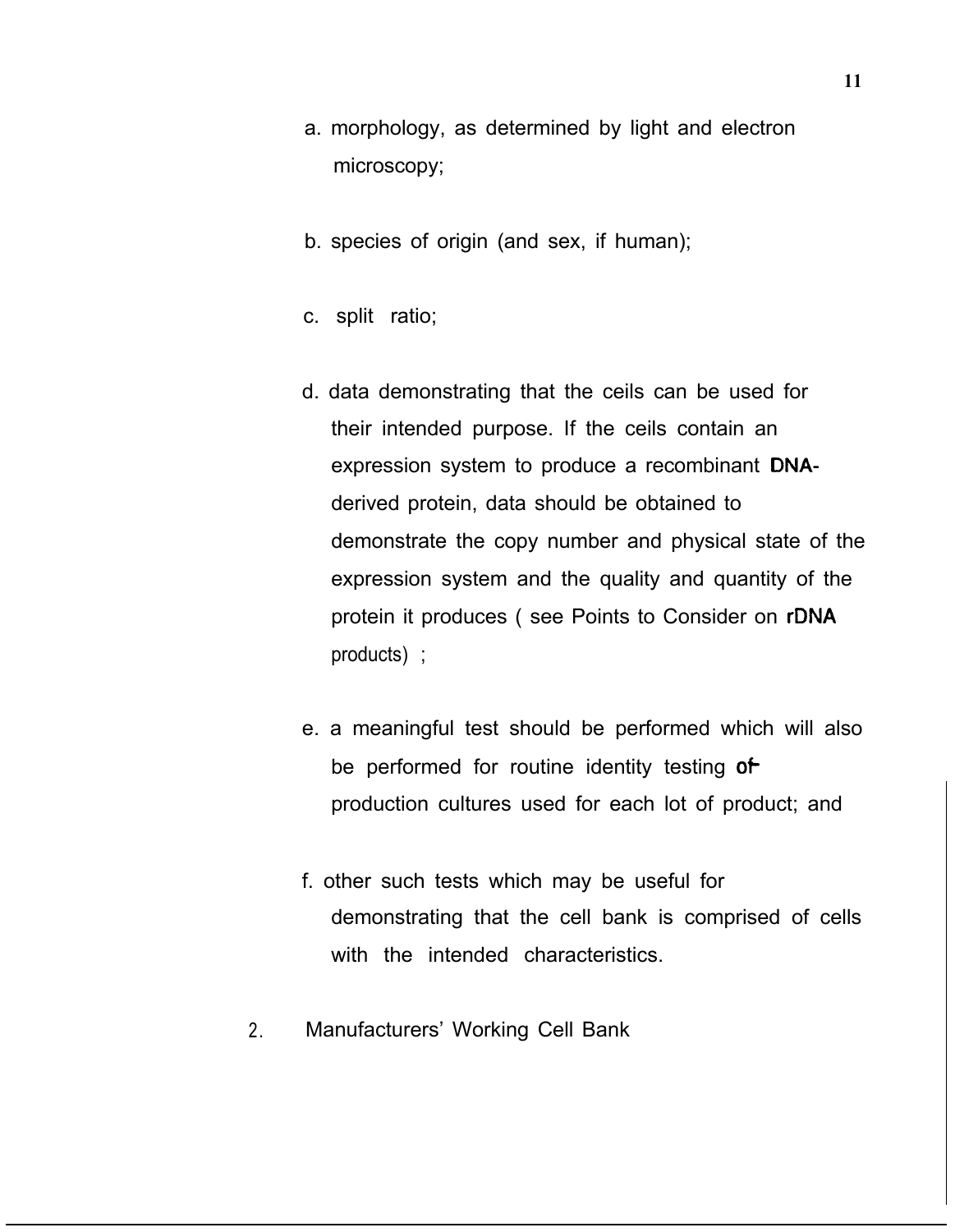a. morphology, as determined by light and electron microscopy;

b. species of origin (and sex, if human);

c. split ratio;

d. data demonstrating that the ceils can be used for their intended purpose. If the ceils contain an expression system to produce a recombinant DNA-derived protein, data should be obtained to demonstrate the copy number and physical state of the expression system and the quality and quantity of the protein it produces ( see Points to Consider on rDNA products) ;

e. a meaningful test should be performed which will also be performed for routine identity testing of production cultures used for each lot of product; and

f. other such tests which may be useful for demonstrating that the cell bank is comprised of cells with the intended characteristics.

2. Manufacturers' Working Cell Bank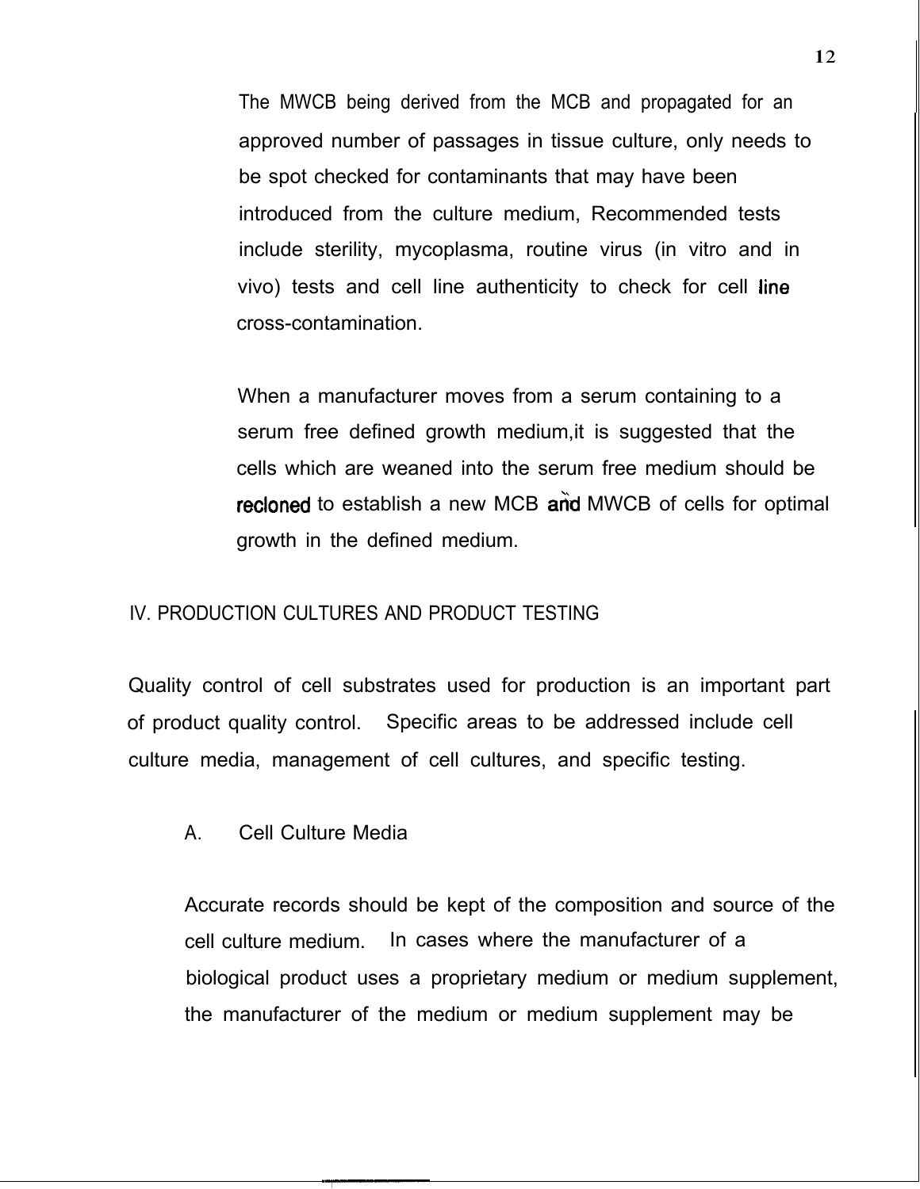The MWCB being derived from the MCB and propagated for an approved number of passages in tissue culture, only needs to be spot checked for contaminants that may have been introduced from the culture medium, Recommended tests include sterility, mycoplasma, routine virus (in vitro and in vivo) tests and cell line authenticity to check for cell line cross-contamination.

When a manufacturer moves from a serum containing to a serum free defined growth medium,it is suggested that the cells which are weaned into the serum free medium should be recloned to establish a new MCB and MWCB of cells for optimal growth in the defined medium.

## IV. PRODUCTION CULTURES AND PRODUCT TESTING

Quality control of cell substrates used for production is an important part of product quality control. Specific areas to be addressed include cell culture media, management of cell cultures, and specific testing.

### A. Cell Culture Media

Accurate records should be kept of the composition and source of the cell culture medium. In cases where the manufacturer of a biological product uses a proprietary medium or medium supplement, the manufacturer of the medium or medium supplement may be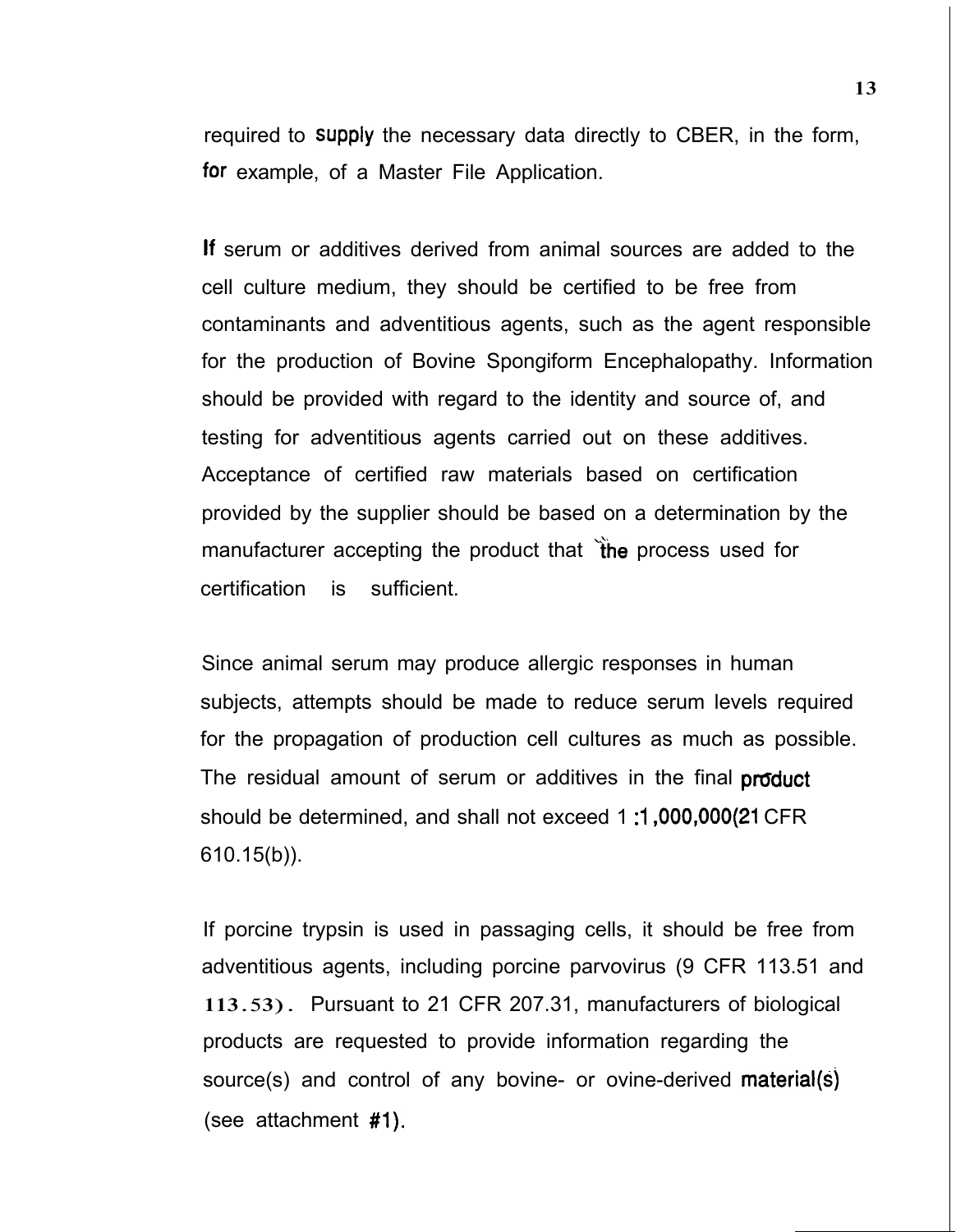required to supply the necessary data directly to CBER, in the form, for example, of a Master File Application.

If serum or additives derived from animal sources are added to the cell culture medium, they should be certified to be free from contaminants and adventitious agents, such as the agent responsible for the production of Bovine Spongiform Encephalopathy. Information should be provided with regard to the identity and source of, and testing for adventitious agents carried out on these additives. Acceptance of certified raw materials based on certification provided by the supplier should be based on a determination by the manufacturer accepting the product that the process used for certification is sufficient.

Since animal serum may produce allergic responses in human subjects, attempts should be made to reduce serum levels required for the propagation of production cell cultures as much as possible. The residual amount of serum or additives in the final product should be determined, and shall not exceed 1:1,000,000(21 CFR 610.15(b)).

If porcine trypsin is used in passaging cells, it should be free from adventitious agents, including porcine parvovirus (9 CFR 113.51 and 113.53). Pursuant to 21 CFR 207.31, manufacturers of biological products are requested to provide information regarding the source(s) and control of any bovine- or ovine-derived material(s) (see attachment #1).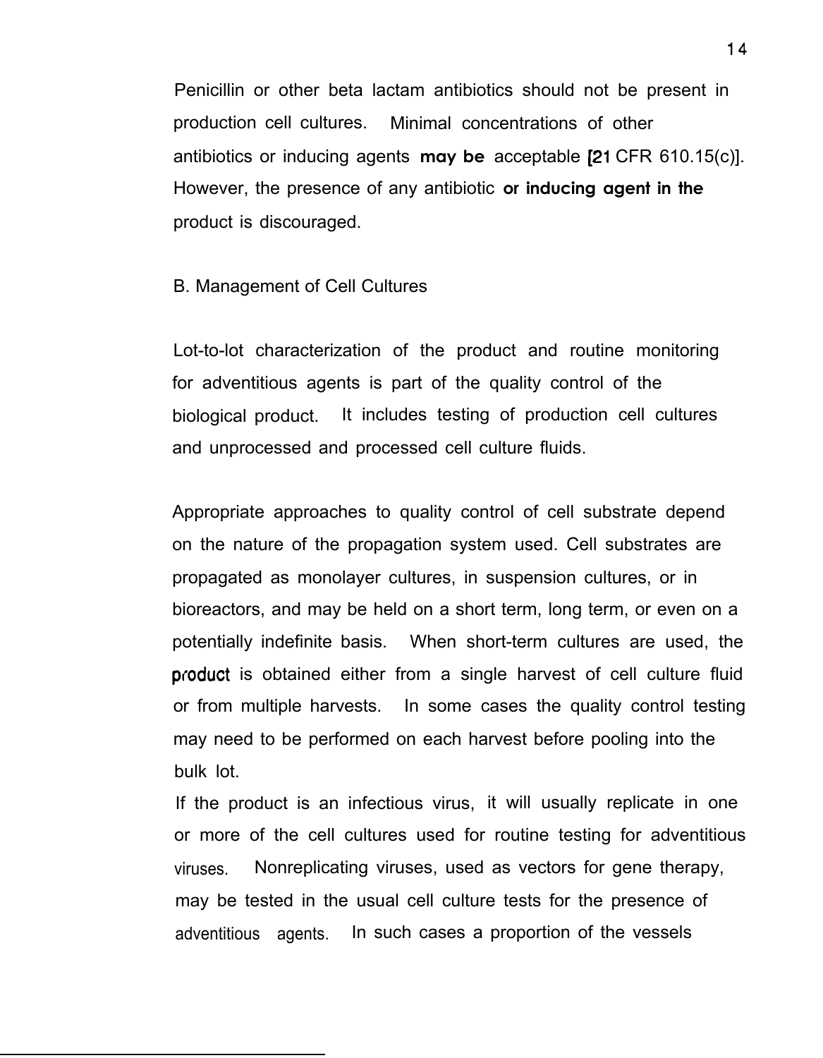Penicillin or other beta lactam antibiotics should not be present in production cell cultures. Minimal concentrations of other antibiotics or inducing agents **may be** acceptable [21 CFR 610.15(c)]. However, the presence of any antibiotic **or inducing agent in the** product is discouraged.

B. Management of Cell Cultures

Lot-to-lot characterization of the product and routine monitoring for adventitious agents is part of the quality control of the biological product. It includes testing of production cell cultures and unprocessed and processed cell culture fluids.

Appropriate approaches to quality control of cell substrate depend on the nature of the propagation system used. Cell substrates are propagated as monolayer cultures, in suspension cultures, or in bioreactors, and may be held on a short term, long term, or even on a potentially indefinite basis. When short-term cultures are used, the product is obtained either from a single harvest of cell culture fluid or from multiple harvests. In some cases the quality control testing may need to be performed on each harvest before pooling into the bulk lot.

If the product is an infectious virus, it will usually replicate in one or more of the cell cultures used for routine testing for adventitious viruses. Nonreplicating viruses, used as vectors for gene therapy, may be tested in the usual cell culture tests for the presence of adventitious agents. In such cases a proportion of the vessels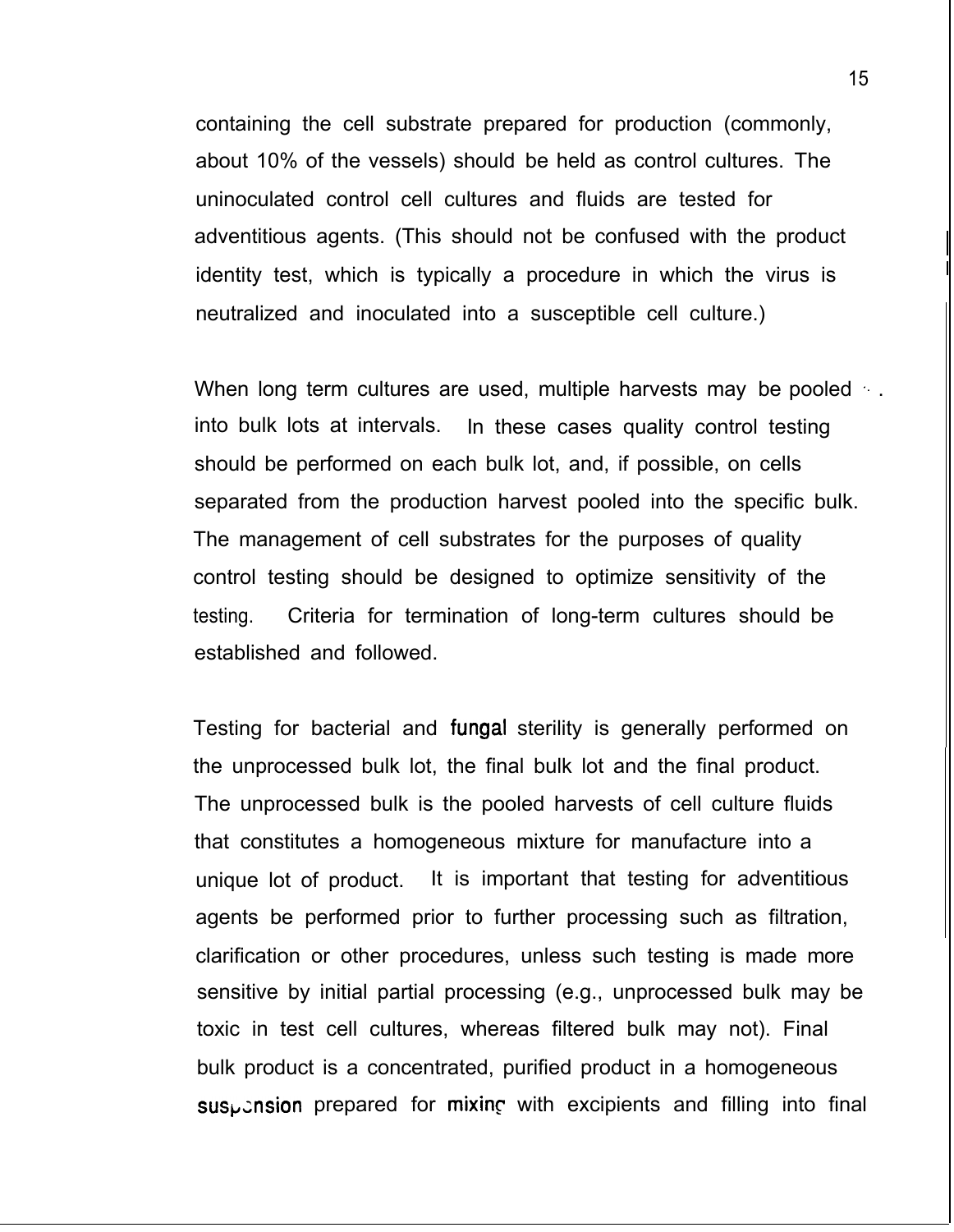containing the cell substrate prepared for production (commonly, about 10% of the vessels) should be held as control cultures. The uninoculated control cell cultures and fluids are tested for adventitious agents. (This should not be confused with the product identity test, which is typically a procedure in which the virus is neutralized and inoculated into a susceptible cell culture.)

When long term cultures are used, multiple harvests may be pooled into bulk lots at intervals. In these cases quality control testing should be performed on each bulk lot, and, if possible, on cells separated from the production harvest pooled into the specific bulk. The management of cell substrates for the purposes of quality control testing should be designed to optimize sensitivity of the testing. Criteria for termination of long-term cultures should be established and followed.

Testing for bacterial and fungal sterility is generally performed on the unprocessed bulk lot, the final bulk lot and the final product. The unprocessed bulk is the pooled harvests of cell culture fluids that constitutes a homogeneous mixture for manufacture into a unique lot of product. It is important that testing for adventitious agents be performed prior to further processing such as filtration, clarification or other procedures, unless such testing is made more sensitive by initial partial processing (e.g., unprocessed bulk may be toxic in test cell cultures, whereas filtered bulk may not). Final bulk product is a concentrated, purified product in a homogeneous suspension prepared for mixing with excipients and filling into final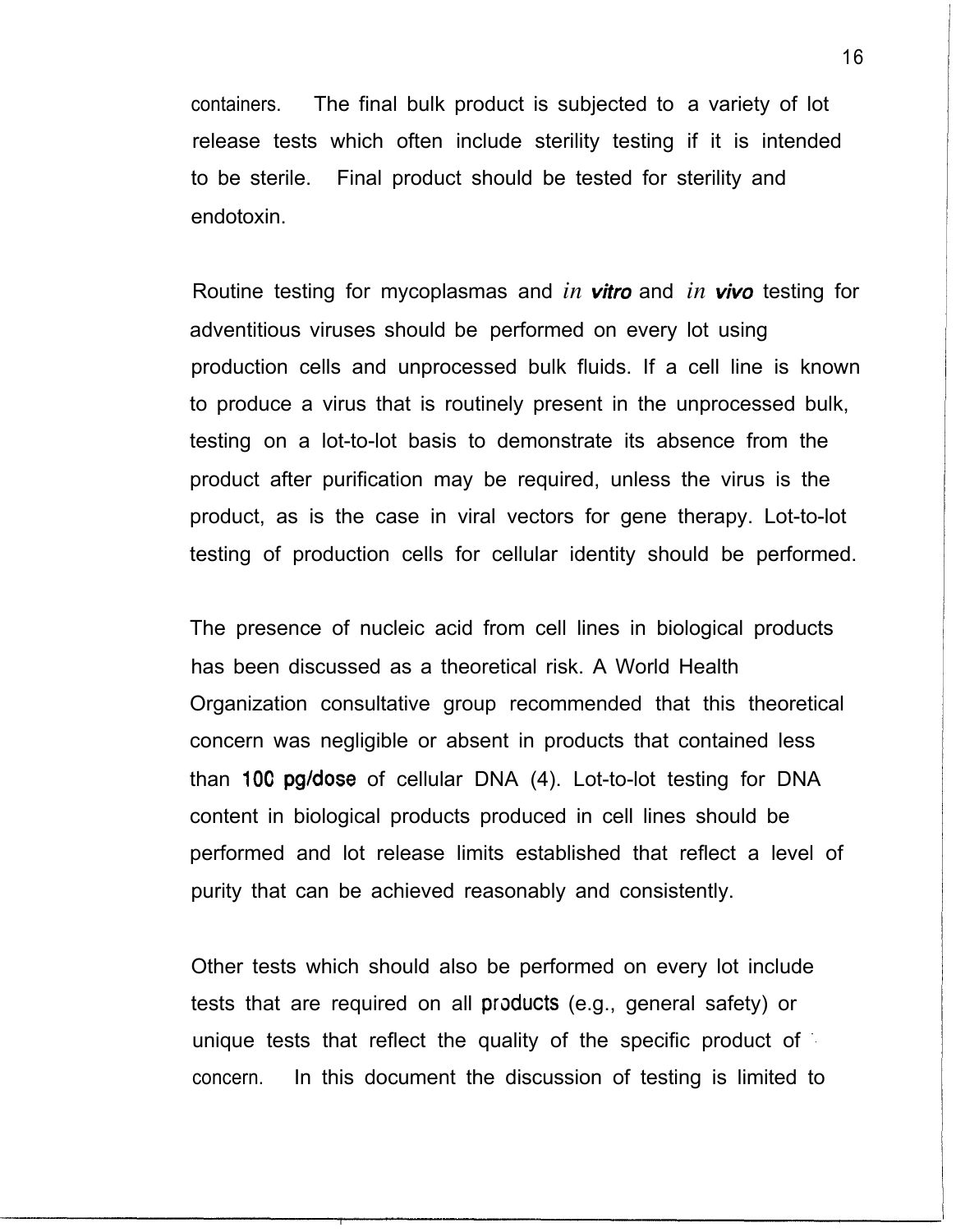containers. The final bulk product is subjected to a variety of lot release tests which often include sterility testing if it is intended to be sterile. Final product should be tested for sterility and endotoxin.

Routine testing for mycoplasmas and *in vitro* and *in vivo* testing for adventitious viruses should be performed on every lot using production cells and unprocessed bulk fluids. If a cell line is known to produce a virus that is routinely present in the unprocessed bulk, testing on a lot-to-lot basis to demonstrate its absence from the product after purification may be required, unless the virus is the product, as is the case in viral vectors for gene therapy. Lot-to-lot testing of production cells for cellular identity should be performed.

The presence of nucleic acid from cell lines in biological products has been discussed as a theoretical risk. A World Health Organization consultative group recommended that this theoretical concern was negligible or absent in products that contained less than 100 pg/dose of cellular DNA (4). Lot-to-lot testing for DNA content in biological products produced in cell lines should be performed and lot release limits established that reflect a level of purity that can be achieved reasonably and consistently.

Other tests which should also be performed on every lot include tests that are required on all products (e.g., general safety) or unique tests that reflect the quality of the specific product of concern. In this document the discussion of testing is limited to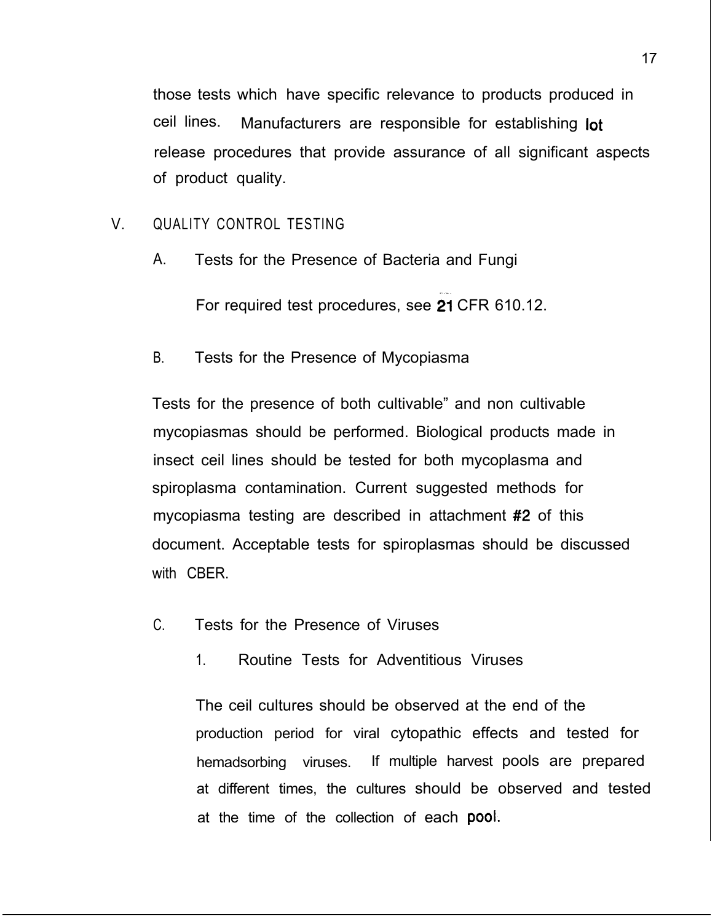those tests which have specific relevance to products produced in ceil lines. Manufacturers are responsible for establishing **lot** release procedures that provide assurance of all significant aspects of product quality.

## V. QUALITY CONTROL TESTING

### A. Tests for the Presence of Bacteria and Fungi

For required test procedures, see **21** CFR 610.12.

### B. Tests for the Presence of Mycopiasma

Tests for the presence of both cultivable" and non cultivable mycopiasmas should be performed. Biological products made in insect ceil lines should be tested for both mycoplasma and spiroplasma contamination. Current suggested methods for mycopiasma testing are described in attachment **#2** of this document. Acceptable tests for spiroplasmas should be discussed with CBER.

### C. Tests for the Presence of Viruses

#### 1. Routine Tests for Adventitious Viruses

The ceil cultures should be observed at the end of the production period for viral cytopathic effects and tested for hemadsorbing viruses. If multiple harvest pools are prepared at different times, the cultures should be observed and tested at the time of the collection of each **pool**.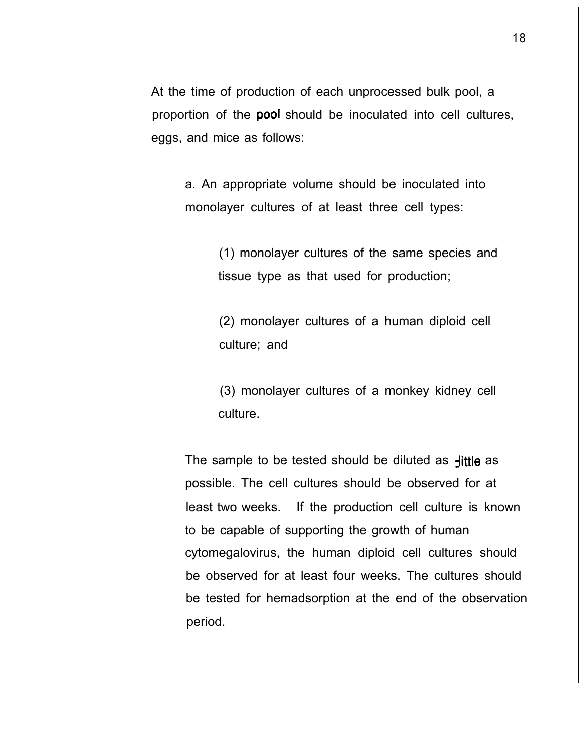At the time of production of each unprocessed bulk pool, a proportion of the pool should be inoculated into cell cultures, eggs, and mice as follows:

a. An appropriate volume should be inoculated into monolayer cultures of at least three cell types:

(1) monolayer cultures of the same species and tissue type as that used for production;

(2) monolayer cultures of a human diploid cell culture; and

(3) monolayer cultures of a monkey kidney cell culture.

The sample to be tested should be diluted as little as possible. The cell cultures should be observed for at least two weeks. If the production cell culture is known to be capable of supporting the growth of human cytomegalovirus, the human diploid cell cultures should be observed for at least four weeks. The cultures should be tested for hemadsorption at the end of the observation period.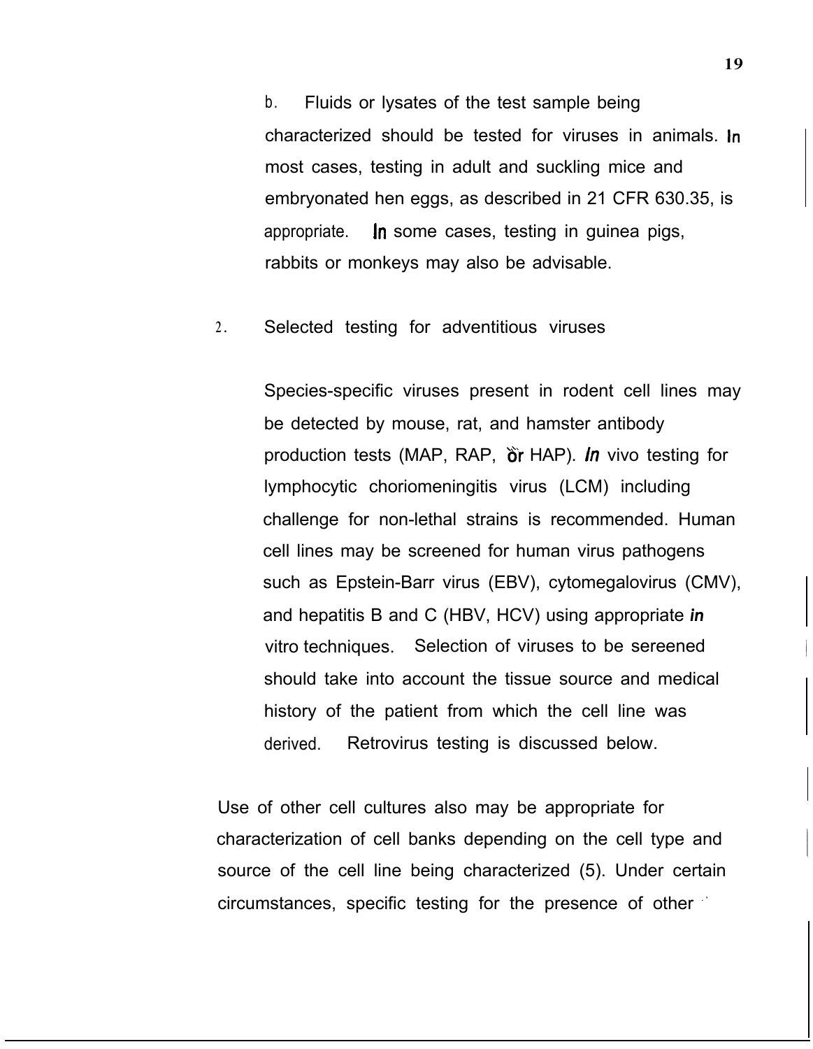b. Fluids or lysates of the test sample being characterized should be tested for viruses in animals. In most cases, testing in adult and suckling mice and embryonated hen eggs, as described in 21 CFR 630.35, is appropriate. In some cases, testing in guinea pigs, rabbits or monkeys may also be advisable.

2. Selected testing for adventitious viruses

Species-specific viruses present in rodent cell lines may be detected by mouse, rat, and hamster antibody production tests (MAP, RAP, or HAP). *In* vivo testing for lymphocytic choriomeningitis virus (LCM) including challenge for non-lethal strains is recommended. Human cell lines may be screened for human virus pathogens such as Epstein-Barr virus (EBV), cytomegalovirus (CMV), and hepatitis B and C (HBV, HCV) using appropriate ***in*** vitro techniques. Selection of viruses to be sereened should take into account the tissue source and medical history of the patient from which the cell line was derived. Retrovirus testing is discussed below.

Use of other cell cultures also may be appropriate for characterization of cell banks depending on the cell type and source of the cell line being characterized (5). Under certain circumstances, specific testing for the presence of other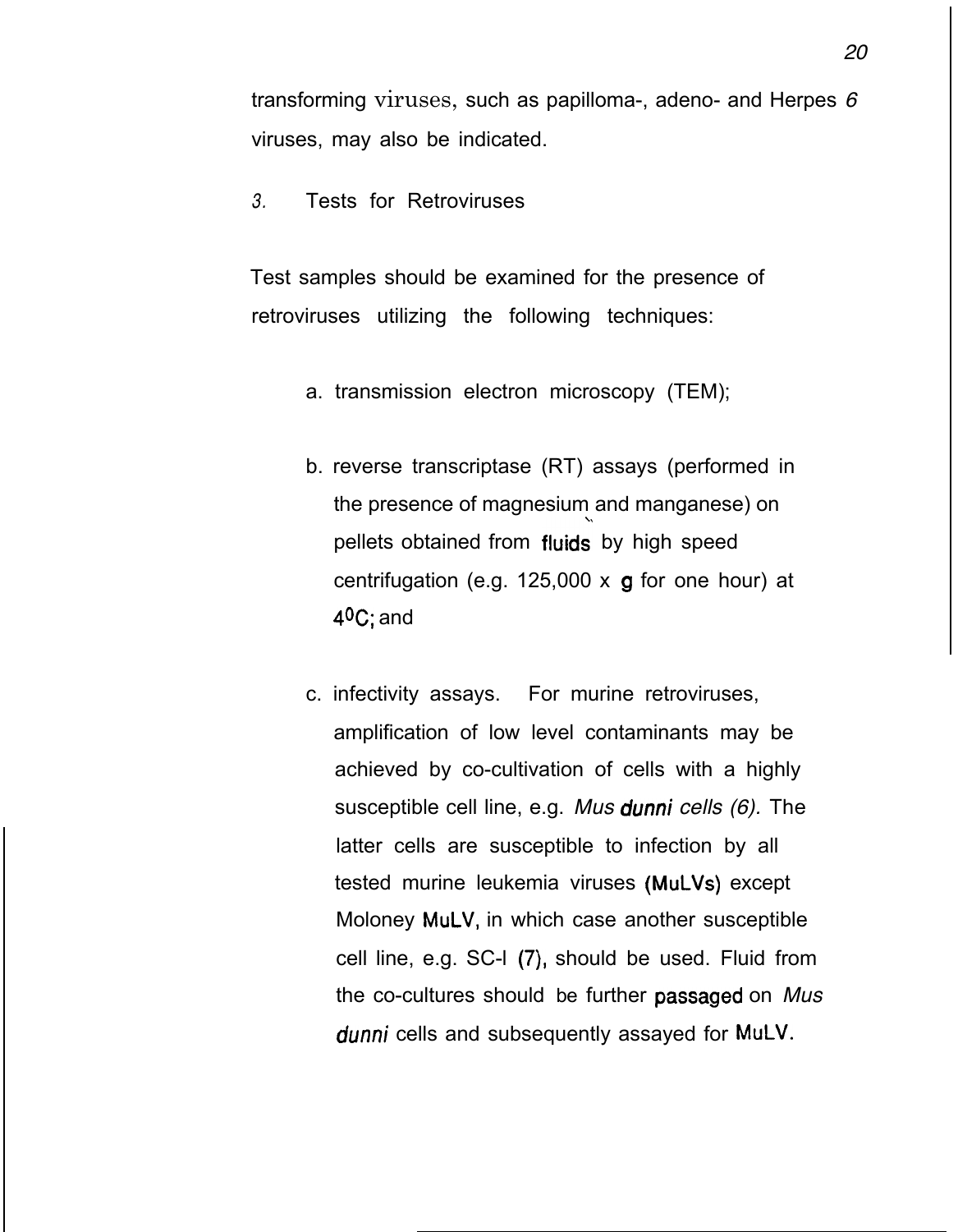transforming viruses, such as papilloma-, adeno- and Herpes 6 viruses, may also be indicated.

3. Tests for Retroviruses

Test samples should be examined for the presence of retroviruses utilizing the following techniques:

a. transmission electron microscopy (TEM);

b. reverse transcriptase (RT) assays (performed in the presence of magnesium and manganese) on pellets obtained from fluids by high speed centrifugation (e.g. 125,000 x g for one hour) at $4^0C$; and

c. infectivity assays. For murine retroviruses, amplification of low level contaminants may be achieved by co-cultivation of cells with a highly susceptible cell line, e.g. *Mus dunni cells (6).* The latter cells are susceptible to infection by all tested murine leukemia viruses (MuLVs) except Moloney MuLV, in which case another susceptible cell line, e.g. SC-l (7), should be used. Fluid from the co-cultures should be further passaged on *Mus dunni* cells and subsequently assayed for MuLV.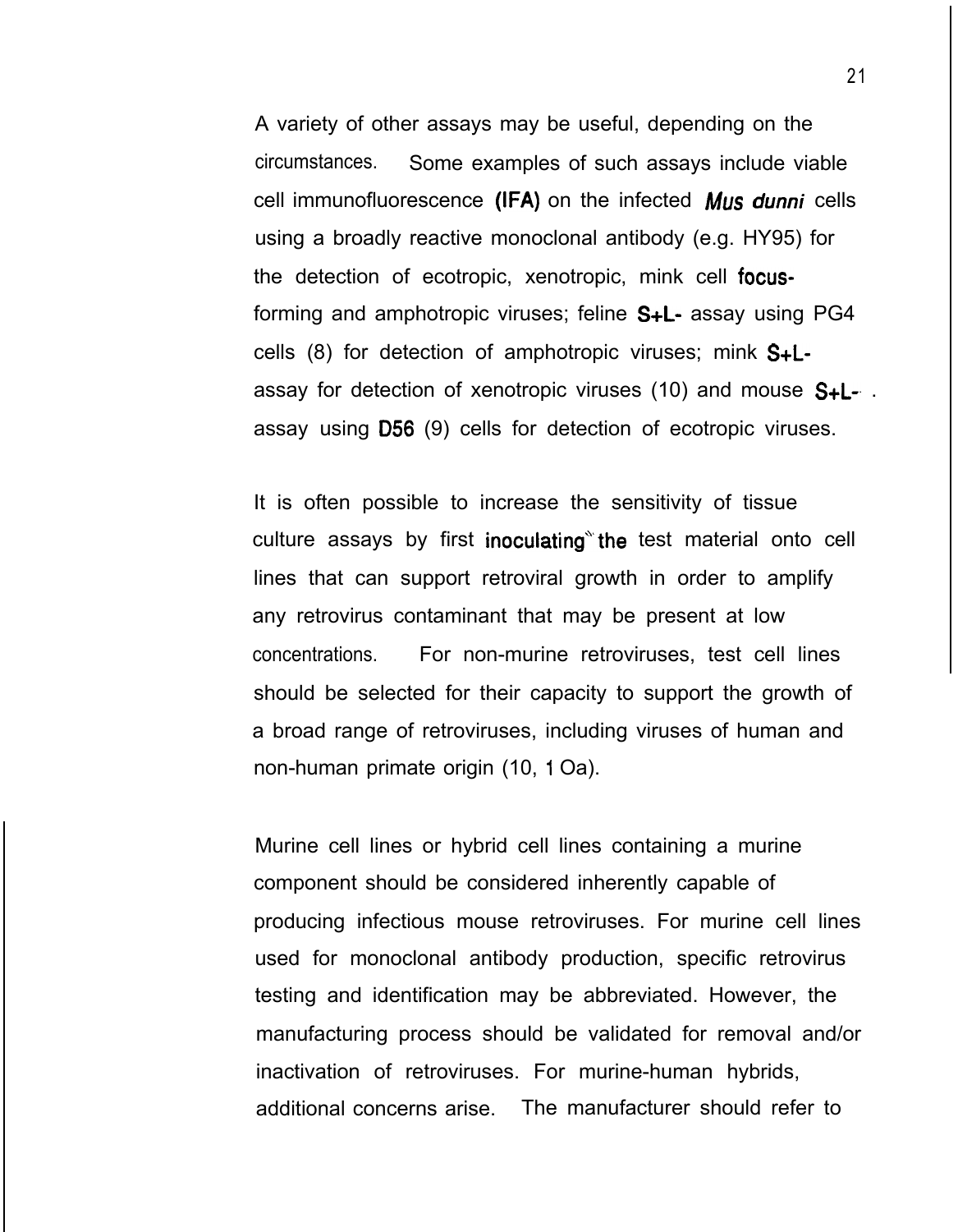A variety of other assays may be useful, depending on the circumstances. Some examples of such assays include viable cell immunofluorescence (IFA) on the infected *Mus dunni* cells using a broadly reactive monoclonal antibody (e.g. HY95) for the detection of ecotropic, xenotropic, mink cell focus-forming and amphotropic viruses; feline S+L- assay using PG4 cells (8) for detection of amphotropic viruses; mink S+L- assay for detection of xenotropic viruses (10) and mouse S+L- assay using D56 (9) cells for detection of ecotropic viruses.

It is often possible to increase the sensitivity of tissue culture assays by first inoculating the test material onto cell lines that can support retroviral growth in order to amplify any retrovirus contaminant that may be present at low concentrations. For non-murine retroviruses, test cell lines should be selected for their capacity to support the growth of a broad range of retroviruses, including viruses of human and non-human primate origin (10, 10a).

Murine cell lines or hybrid cell lines containing a murine component should be considered inherently capable of producing infectious mouse retroviruses. For murine cell lines used for monoclonal antibody production, specific retrovirus testing and identification may be abbreviated. However, the manufacturing process should be validated for removal and/or inactivation of retroviruses. For murine-human hybrids, additional concerns arise. The manufacturer should refer to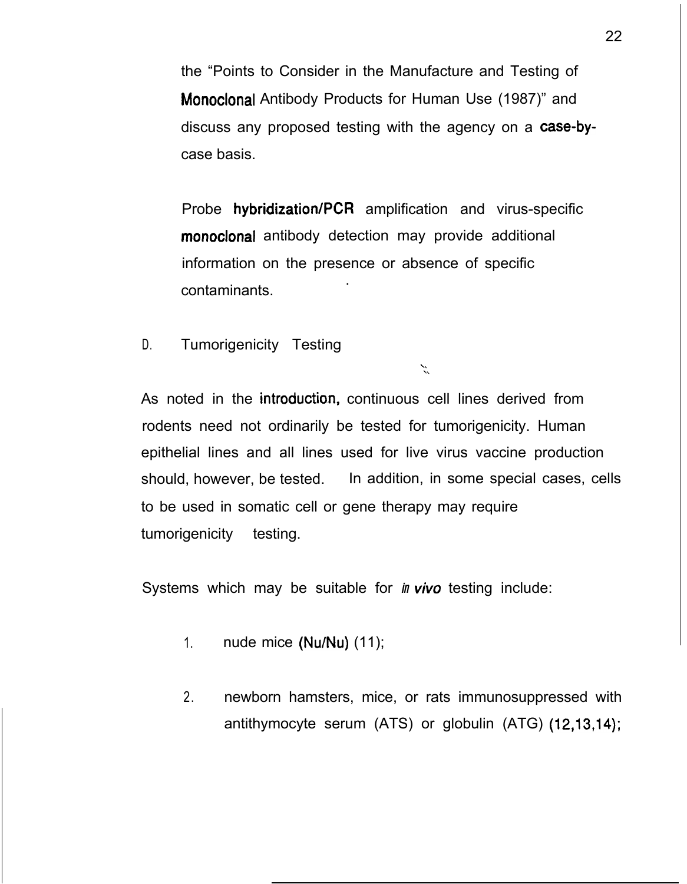the "Points to Consider in the Manufacture and Testing of Monoclonal Antibody Products for Human Use (1987)" and discuss any proposed testing with the agency on a case-by-case basis.

Probe hybridization/PCR amplification and virus-specific monoclonal antibody detection may provide additional information on the presence or absence of specific contaminants.

D. Tumorigenicity Testing

As noted in the introduction, continuous cell lines derived from rodents need not ordinarily be tested for tumorigenicity. Human epithelial lines and all lines used for live virus vaccine production should, however, be tested. In addition, in some special cases, cells to be used in somatic cell or gene therapy may require tumorigenicity testing.

Systems which may be suitable for *in vivo* testing include:

1. nude mice (Nu/Nu) (11);

2. newborn hamsters, mice, or rats immunosuppressed with antithymocyte serum (ATS) or globulin (ATG) (12,13,14);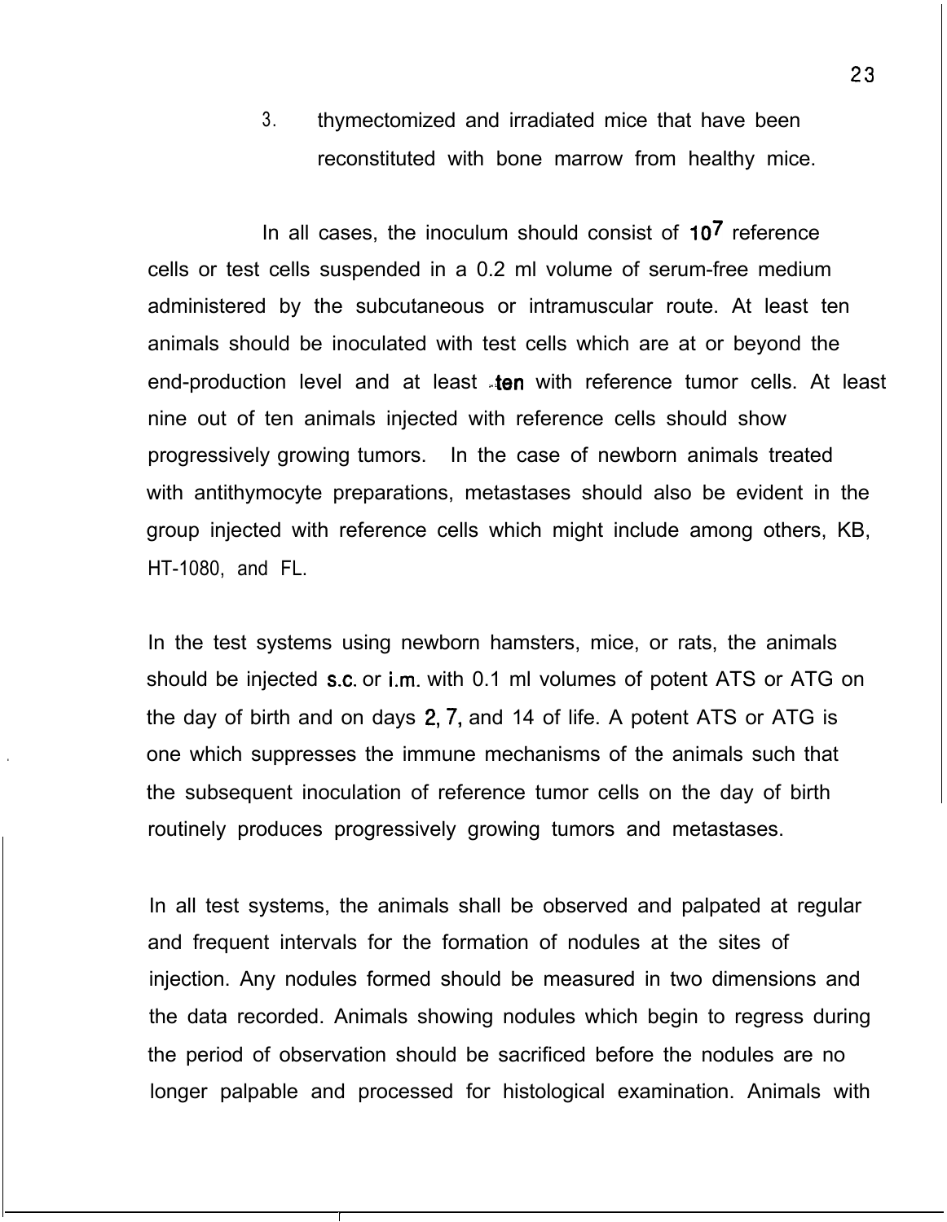3. thymectomized and irradiated mice that have been reconstituted with bone marrow from healthy mice.

In all cases, the inoculum should consist of $10^7$ reference cells or test cells suspended in a 0.2 ml volume of serum-free medium administered by the subcutaneous or intramuscular route. At least ten animals should be inoculated with test cells which are at or beyond the end-production level and at least ten with reference tumor cells. At least nine out of ten animals injected with reference cells should show progressively growing tumors. In the case of newborn animals treated with antithymocyte preparations, metastases should also be evident in the group injected with reference cells which might include among others, KB, HT-1080, and FL.

In the test systems using newborn hamsters, mice, or rats, the animals should be injected s.c. or i.m. with 0.1 ml volumes of potent ATS or ATG on the day of birth and on days 2, 7, and 14 of life. A potent ATS or ATG is one which suppresses the immune mechanisms of the animals such that the subsequent inoculation of reference tumor cells on the day of birth routinely produces progressively growing tumors and metastases.

In all test systems, the animals shall be observed and palpated at regular and frequent intervals for the formation of nodules at the sites of injection. Any nodules formed should be measured in two dimensions and the data recorded. Animals showing nodules which begin to regress during the period of observation should be sacrificed before the nodules are no longer palpable and processed for histological examination. Animals with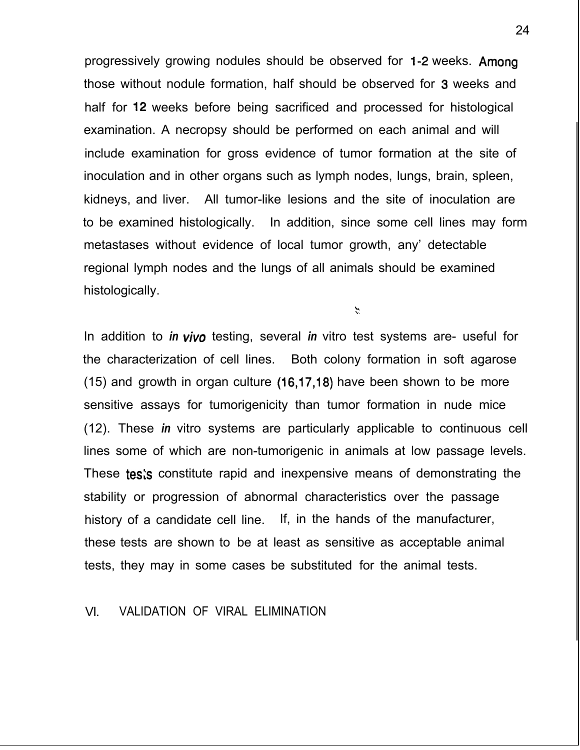progressively growing nodules should be observed for 1-2 weeks. Among those without nodule formation, half should be observed for 3 weeks and half for 12 weeks before being sacrificed and processed for histological examination. A necropsy should be performed on each animal and will include examination for gross evidence of tumor formation at the site of inoculation and in other organs such as lymph nodes, lungs, brain, spleen, kidneys, and liver. All tumor-like lesions and the site of inoculation are to be examined histologically. In addition, since some cell lines may form metastases without evidence of local tumor growth, any' detectable regional lymph nodes and the lungs of all animals should be examined histologically.

In addition to *in vivo* testing, several *in* vitro test systems are- useful for the characterization of cell lines. Both colony formation in soft agarose (15) and growth in organ culture (16,17,18) have been shown to be more sensitive assays for tumorigenicity than tumor formation in nude mice (12). These *in* vitro systems are particularly applicable to continuous cell lines some of which are non-tumorigenic in animals at low passage levels. These tests constitute rapid and inexpensive means of demonstrating the stability or progression of abnormal characteristics over the passage history of a candidate cell line. If, in the hands of the manufacturer, these tests are shown to be at least as sensitive as acceptable animal tests, they may in some cases be substituted for the animal tests.

## VI. VALIDATION OF VIRAL ELIMINATION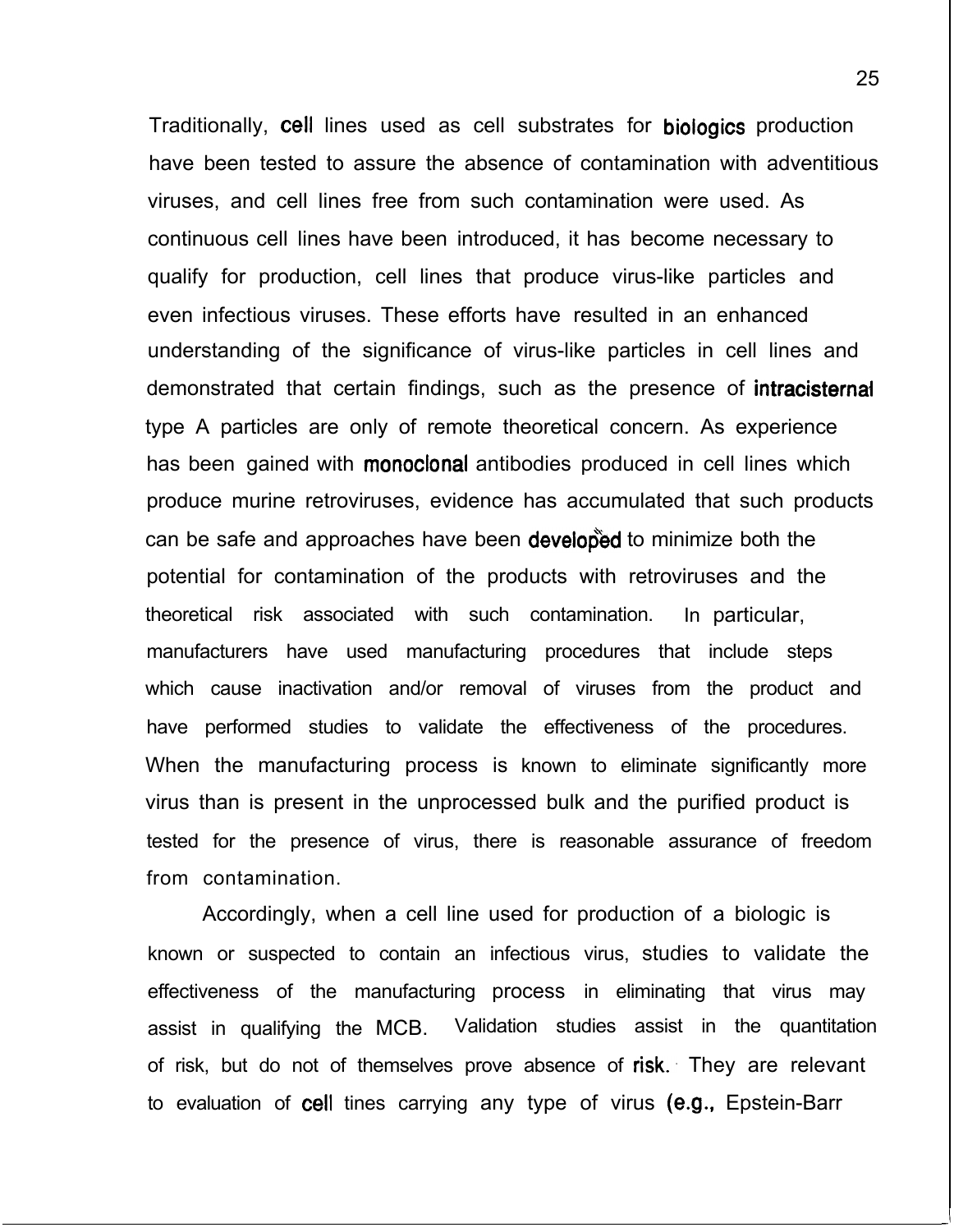Traditionally, cell lines used as cell substrates for biologics production have been tested to assure the absence of contamination with adventitious viruses, and cell lines free from such contamination were used. As continuous cell lines have been introduced, it has become necessary to qualify for production, cell lines that produce virus-like particles and even infectious viruses. These efforts have resulted in an enhanced understanding of the significance of virus-like particles in cell lines and demonstrated that certain findings, such as the presence of intracisternal type A particles are only of remote theoretical concern. As experience has been gained with monoclonal antibodies produced in cell lines which produce murine retroviruses, evidence has accumulated that such products can be safe and approaches have been developed to minimize both the potential for contamination of the products with retroviruses and the theoretical risk associated with such contamination. In particular, manufacturers have used manufacturing procedures that include steps which cause inactivation and/or removal of viruses from the product and have performed studies to validate the effectiveness of the procedures. When the manufacturing process is known to eliminate significantly more virus than is present in the unprocessed bulk and the purified product is tested for the presence of virus, there is reasonable assurance of freedom from contamination.

Accordingly, when a cell line used for production of a biologic is known or suspected to contain an infectious virus, studies to validate the effectiveness of the manufacturing process in eliminating that virus may assist in qualifying the MCB. Validation studies assist in the quantitation of risk, but do not of themselves prove absence of risk. They are relevant to evaluation of cell tines carrying any type of virus (e.g., Epstein-Barr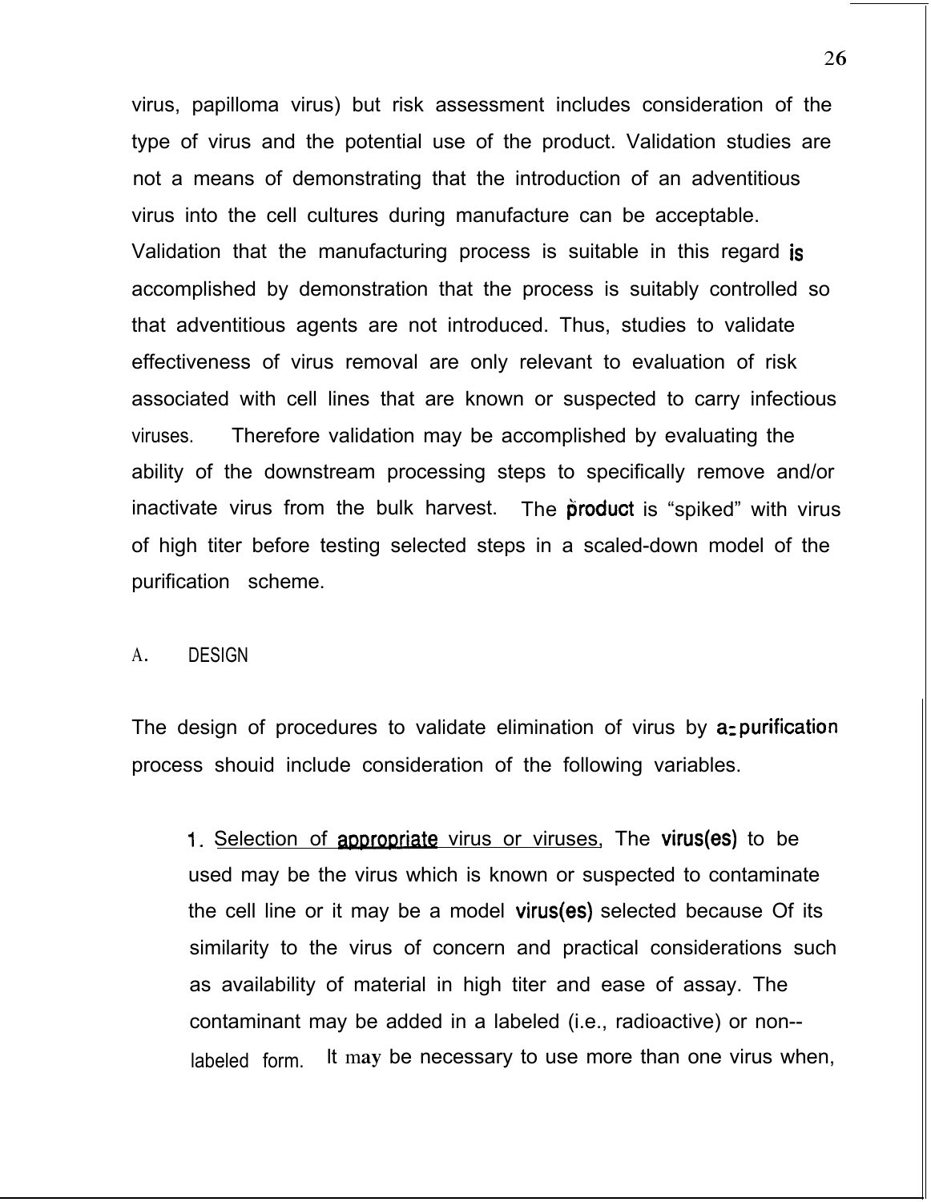virus, papilloma virus) but risk assessment includes consideration of the type of virus and the potential use of the product. Validation studies are not a means of demonstrating that the introduction of an adventitious virus into the cell cultures during manufacture can be acceptable. Validation that the manufacturing process is suitable in this regard is accomplished by demonstration that the process is suitably controlled so that adventitious agents are not introduced. Thus, studies to validate effectiveness of virus removal are only relevant to evaluation of risk associated with cell lines that are known or suspected to carry infectious viruses. Therefore validation may be accomplished by evaluating the ability of the downstream processing steps to specifically remove and/or inactivate virus from the bulk harvest. The product is "spiked" with virus of high titer before testing selected steps in a scaled-down model of the purification scheme.

## A. DESIGN

The design of procedures to validate elimination of virus by a purification process shouid include consideration of the following variables.

1. Selection of appropriate virus or viruses. The virus(es) to be used may be the virus which is known or suspected to contaminate the cell line or it may be a model virus(es) selected because Of its similarity to the virus of concern and practical considerations such as availability of material in high titer and ease of assay. The contaminant may be added in a labeled (i.e., radioactive) or non--labeled form. It may be necessary to use more than one virus when,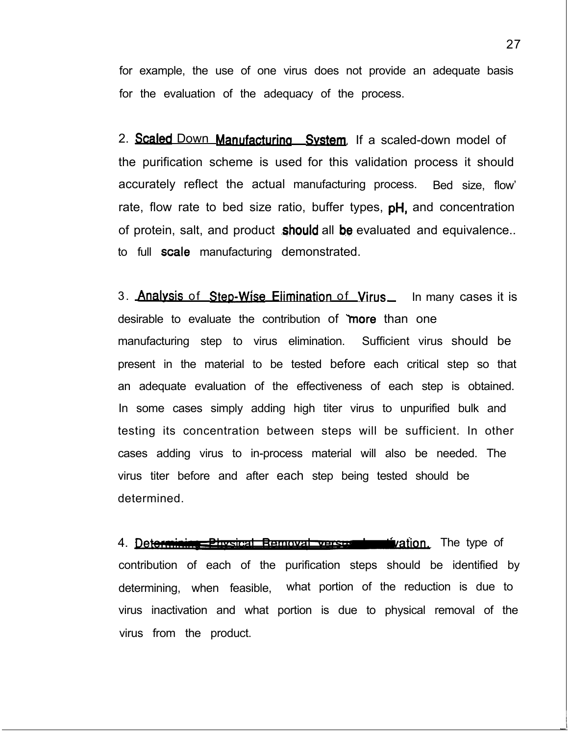for example, the use of one virus does not provide an adequate basis for the evaluation of the adequacy of the process.

2. Scaled Down Manufacturing System. If a scaled-down model of the purification scheme is used for this validation process it should accurately reflect the actual manufacturing process. Bed size, flow rate, flow rate to bed size ratio, buffer types, pH, and concentration of protein, salt, and product should all be evaluated and equivalence to full scale manufacturing demonstrated.

3. Analysis of Step-Wise Elimination of Virus. In many cases it is desirable to evaluate the contribution of more than one manufacturing step to virus elimination. Sufficient virus should be present in the material to be tested before each critical step so that an adequate evaluation of the effectiveness of each step is obtained. In some cases simply adding high titer virus to unpurified bulk and testing its concentration between steps will be sufficient. In other cases adding virus to in-process material will also be needed. The virus titer before and after each step being tested should be determined.

4. Determining Physical Removal versus Inactivation. The type of contribution of each of the purification steps should be identified by determining, when feasible, what portion of the reduction is due to virus inactivation and what portion is due to physical removal of the virus from the product.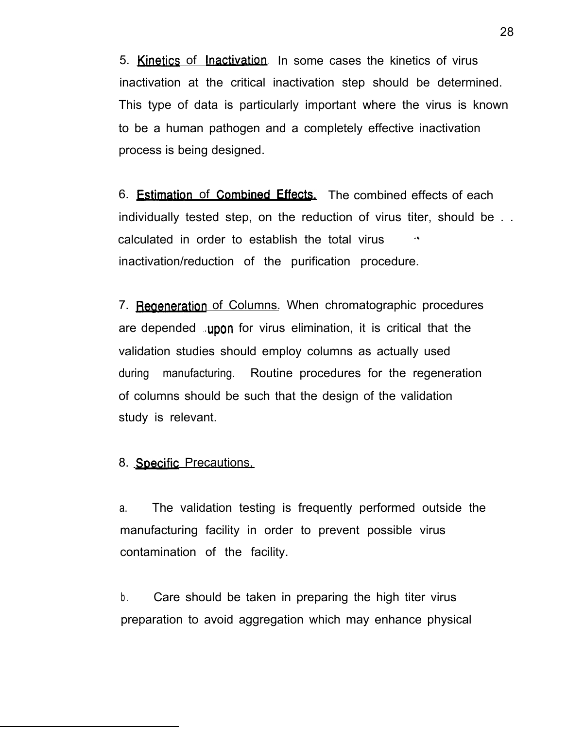5. Kinetics of Inactivation. In some cases the kinetics of virus inactivation at the critical inactivation step should be determined. This type of data is particularly important where the virus is known to be a human pathogen and a completely effective inactivation process is being designed.

6. Estimation of Combined Effects. The combined effects of each individually tested step, on the reduction of virus titer, should be calculated in order to establish the total virus inactivation/reduction of the purification procedure.

7. Regeneration of Columns. When chromatographic procedures are depended upon for virus elimination, it is critical that the validation studies should employ columns as actually used during manufacturing. Routine procedures for the regeneration of columns should be such that the design of the validation study is relevant.

8. Specific Precautions.

a. The validation testing is frequently performed outside the manufacturing facility in order to prevent possible virus contamination of the facility.

b. Care should be taken in preparing the high titer virus preparation to avoid aggregation which may enhance physical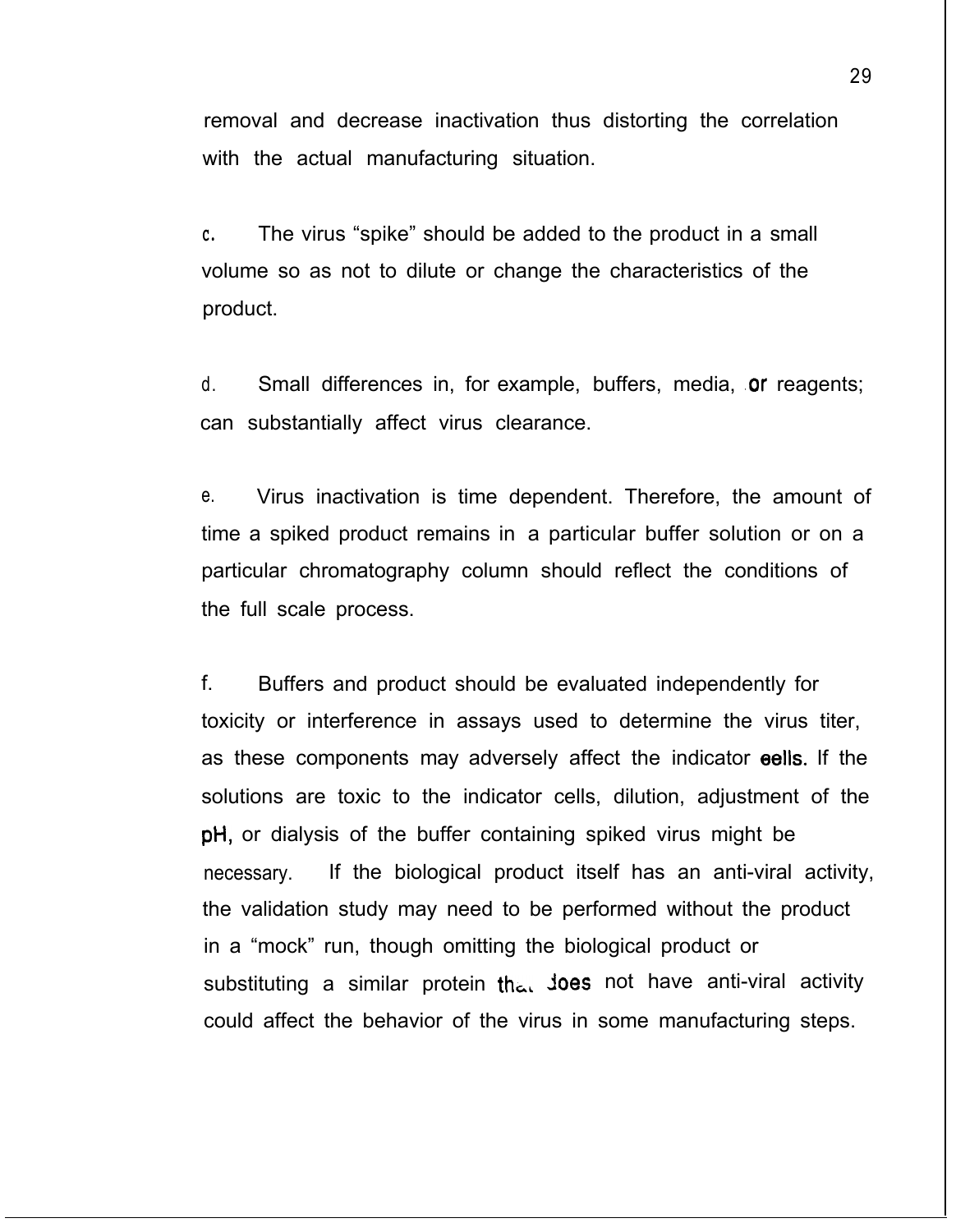removal and decrease inactivation thus distorting the correlation with the actual manufacturing situation.

c. The virus "spike" should be added to the product in a small volume so as not to dilute or change the characteristics of the product.

d. Small differences in, for example, buffers, media, or reagents; can substantially affect virus clearance.

e. Virus inactivation is time dependent. Therefore, the amount of time a spiked product remains in a particular buffer solution or on a particular chromatography column should reflect the conditions of the full scale process.

f. Buffers and product should be evaluated independently for toxicity or interference in assays used to determine the virus titer, as these components may adversely affect the indicator cells. If the solutions are toxic to the indicator cells, dilution, adjustment of the pH, or dialysis of the buffer containing spiked virus might be necessary. If the biological product itself has an anti-viral activity, the validation study may need to be performed without the product in a "mock" run, though omitting the biological product or substituting a similar protein that does not have anti-viral activity could affect the behavior of the virus in some manufacturing steps.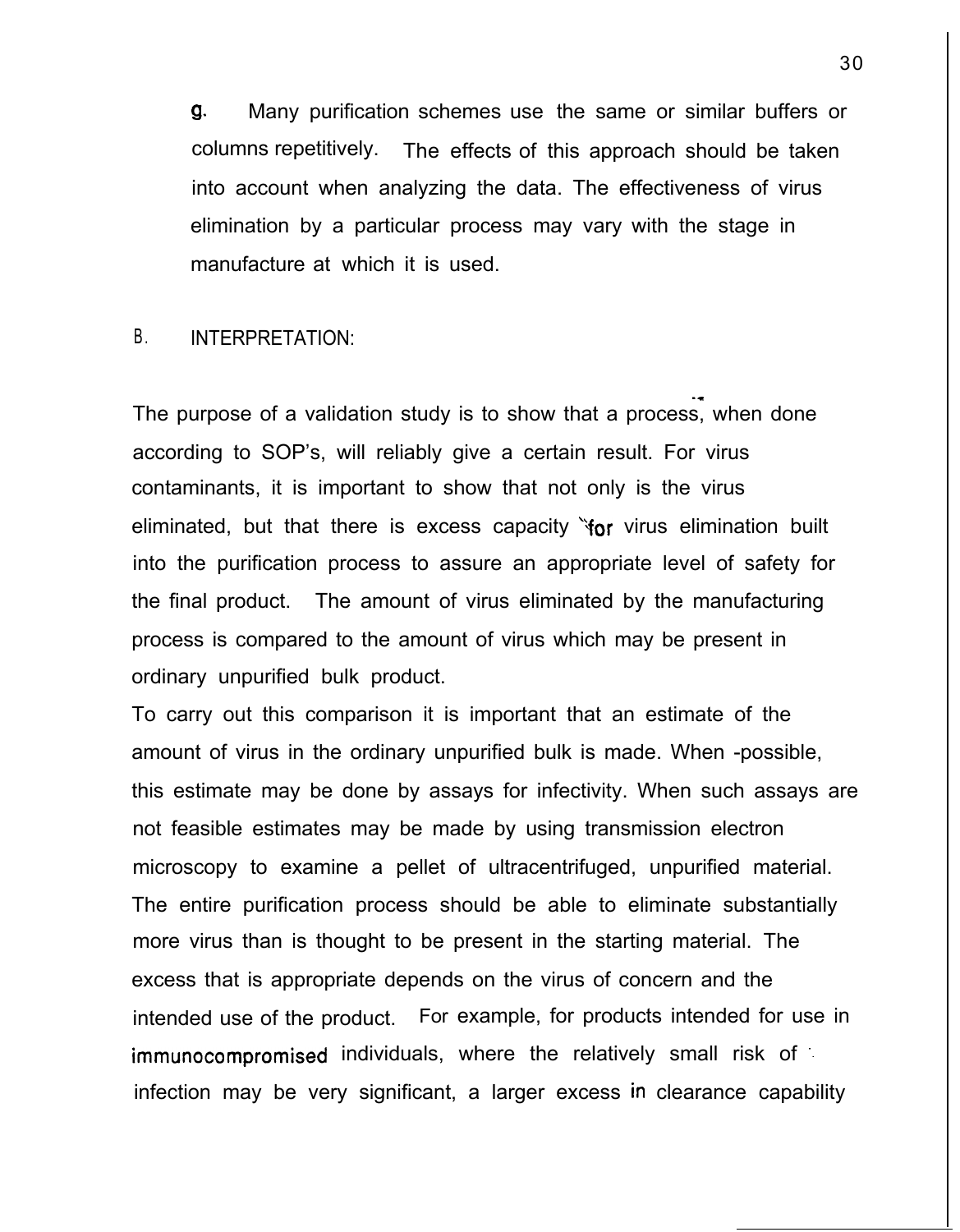g. Many purification schemes use the same or similar buffers or columns repetitively. The effects of this approach should be taken into account when analyzing the data. The effectiveness of virus elimination by a particular process may vary with the stage in manufacture at which it is used.

B. INTERPRETATION:

The purpose of a validation study is to show that a process, when done according to SOP's, will reliably give a certain result. For virus contaminants, it is important to show that not only is the virus eliminated, but that there is excess capacity for virus elimination built into the purification process to assure an appropriate level of safety for the final product. The amount of virus eliminated by the manufacturing process is compared to the amount of virus which may be present in ordinary unpurified bulk product.

To carry out this comparison it is important that an estimate of the amount of virus in the ordinary unpurified bulk is made. When -possible, this estimate may be done by assays for infectivity. When such assays are not feasible estimates may be made by using transmission electron microscopy to examine a pellet of ultracentrifuged, unpurified material. The entire purification process should be able to eliminate substantially more virus than is thought to be present in the starting material. The excess that is appropriate depends on the virus of concern and the intended use of the product. For example, for products intended for use in immunocompromised individuals, where the relatively small risk of infection may be very significant, a larger excess in clearance capability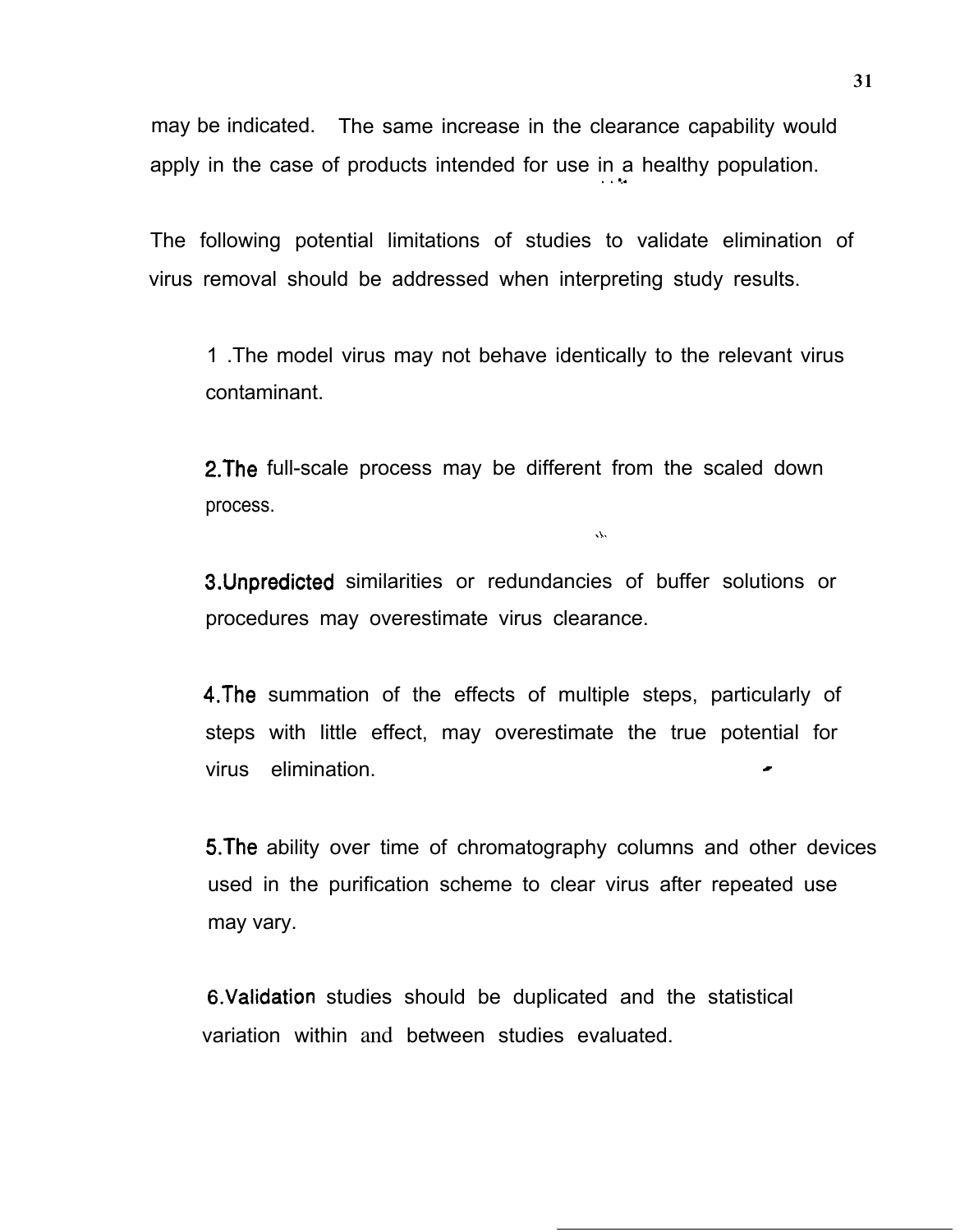may be indicated. The same increase in the clearance capability would apply in the case of products intended for use in a healthy population.

The following potential limitations of studies to validate elimination of virus removal should be addressed when interpreting study results.

1. The model virus may not behave identically to the relevant virus contaminant.

2. The full-scale process may be different from the scaled down process.

3. Unpredicted similarities or redundancies of buffer solutions or procedures may overestimate virus clearance.

4. The summation of the effects of multiple steps, particularly of steps with little effect, may overestimate the true potential for virus elimination.

5. The ability over time of chromatography columns and other devices used in the purification scheme to clear virus after repeated use may vary.

6. Validation studies should be duplicated and the statistical variation within and between studies evaluated.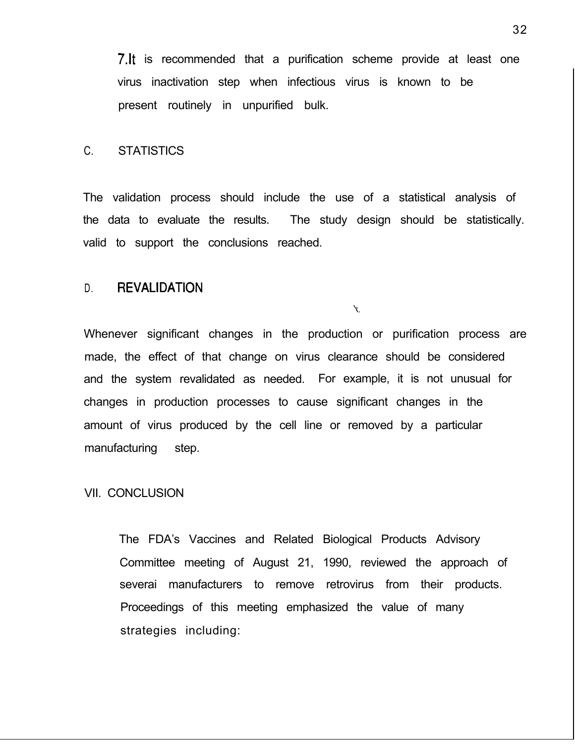7. It is recommended that a purification scheme provide at least one virus inactivation step when infectious virus is known to be present routinely in unpurified bulk.

### C. STATISTICS

The validation process should include the use of a statistical analysis of the data to evaluate the results. The study design should be statistically. valid to support the conclusions reached.

### D. REVALIDATION

Whenever significant changes in the production or purification process are made, the effect of that change on virus clearance should be considered and the system revalidated as needed. For example, it is not unusual for changes in production processes to cause significant changes in the amount of virus produced by the cell line or removed by a particular manufacturing step.

## VII. CONCLUSION

The FDA's Vaccines and Related Biological Products Advisory Committee meeting of August 21, 1990, reviewed the approach of severai manufacturers to remove retrovirus from their products. Proceedings of this meeting emphasized the value of many strategies including: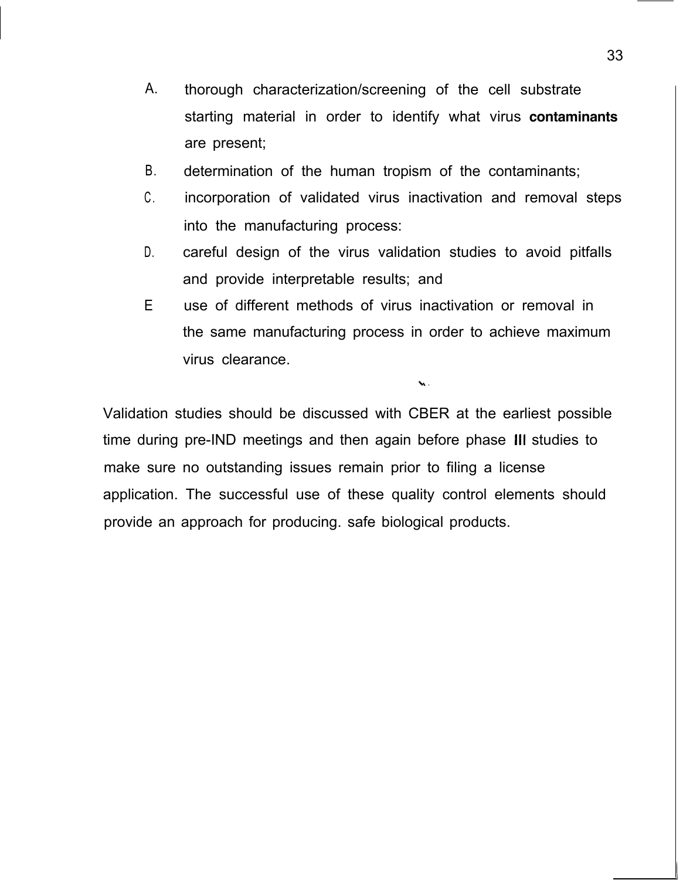A. thorough characterization/screening of the cell substrate starting material in order to identify what virus **contaminants** are present;

B. determination of the human tropism of the contaminants;

C. incorporation of validated virus inactivation and removal steps into the manufacturing process:

D. careful design of the virus validation studies to avoid pitfalls and provide interpretable results; and

E use of different methods of virus inactivation or removal in the same manufacturing process in order to achieve maximum virus clearance.

Validation studies should be discussed with CBER at the earliest possible time during pre-IND meetings and then again before phase III studies to make sure no outstanding issues remain prior to filing a license application. The successful use of these quality control elements should provide an approach for producing. safe biological products.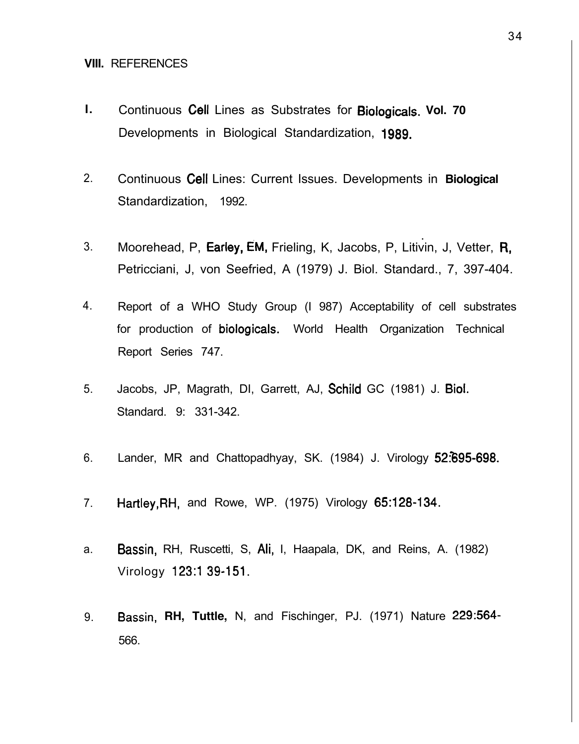## VIII. REFERENCES

I. Continuous Cell Lines as Substrates for Biologicals. **Vol. 70** Developments in Biological Standardization, 1989.

2. Continuous Cell Lines: Current Issues. Developments in **Biological** Standardization, 1992.

3. Moorehead, P, Earley, EM, Frieling, K, Jacobs, P, Litivin, J, Vetter, R, Petricciani, J, von Seefried, A (1979) J. Biol. Standard., 7, 397-404.

4. Report of a WHO Study Group (I 987) Acceptability of cell substrates for production of biologicals. World Health Organization Technical Report Series 747.

5. Jacobs, JP, Magrath, DI, Garrett, AJ, Schild GC (1981) J. Biol. Standard. 9: 331-342.

6. Lander, MR and Chattopadhyay, SK. (1984) J. Virology 52:695-698.

7. Hartley,RH, and Rowe, WP. (1975) Virology 65:128-134.

a. Bassin, RH, Ruscetti, S, Ali, I, Haapala, DK, and Reins, A. (1982) Virology 123:1 39-151.

9. Bassin, **RH, Tuttle,** N, and Fischinger, PJ. (1971) Nature 229:564-566.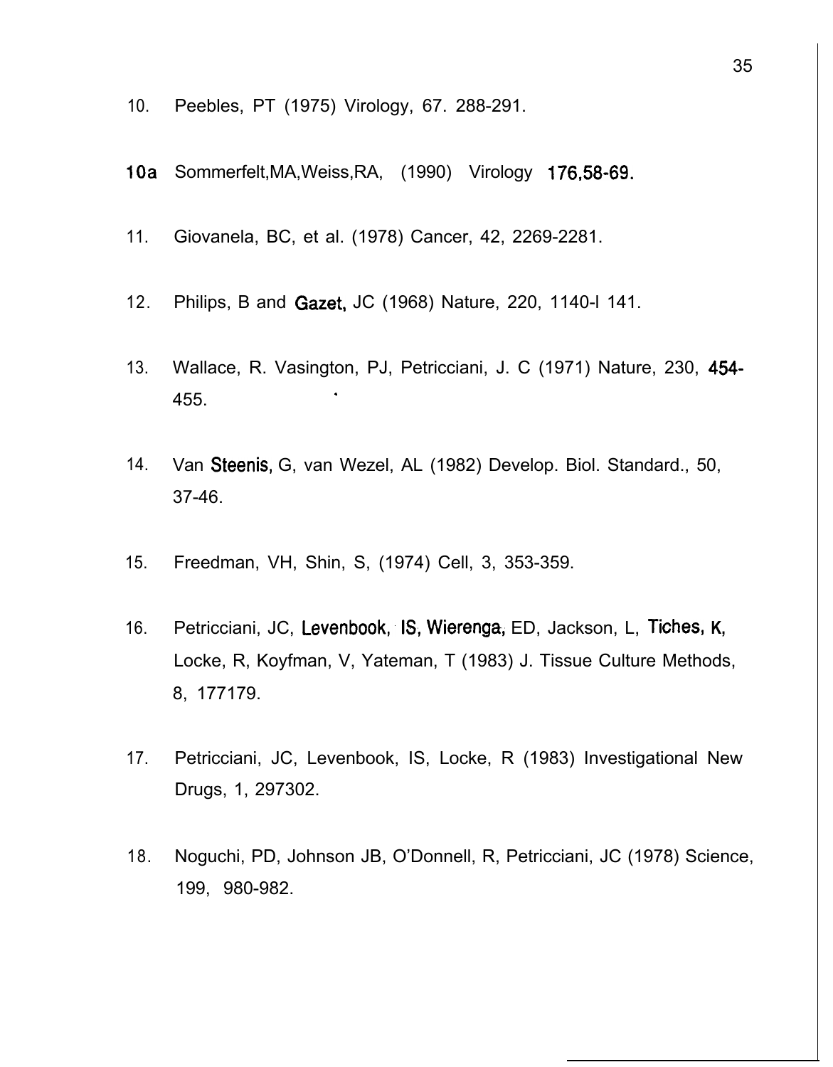10. Peebles, PT (1975) Virology, 67. 288-291.

10a Sommerfelt,MA,Weiss,RA, (1990) Virology 176,58-69.

11. Giovanela, BC, et al. (1978) Cancer, 42, 2269-2281.

12. Philips, B and Gazet, JC (1968) Nature, 220, 1140-l 141.

13. Wallace, R. Vasington, PJ, Petricciani, J. C (1971) Nature, 230, 454-455.

14. Van Steenis, G, van Wezel, AL (1982) Develop. Biol. Standard., 50, 37-46.

15. Freedman, VH, Shin, S, (1974) Cell, 3, 353-359.

16. Petricciani, JC, Levenbook, IS, Wierenga, ED, Jackson, L, Tiches, K, Locke, R, Koyfman, V, Yateman, T (1983) J. Tissue Culture Methods, 8, 177179.

17. Petricciani, JC, Levenbook, IS, Locke, R (1983) Investigational New Drugs, 1, 297302.

18. Noguchi, PD, Johnson JB, O'Donnell, R, Petricciani, JC (1978) Science, 199, 980-982.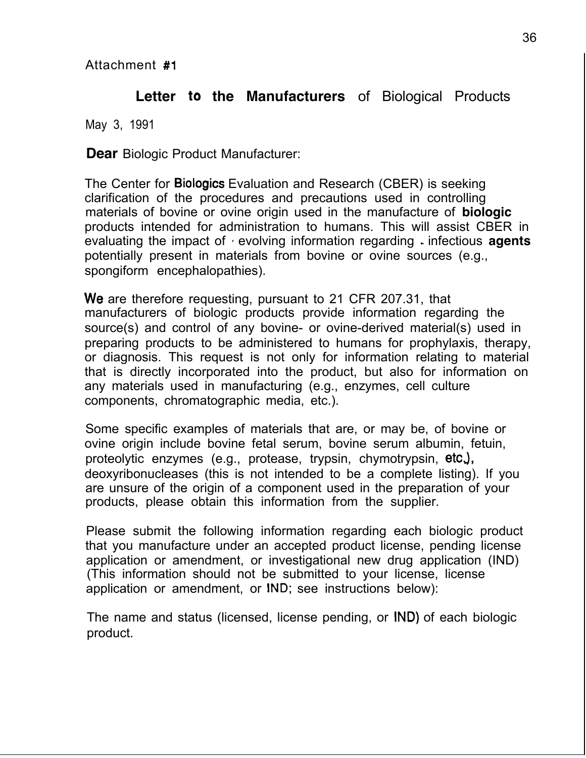Attachment #1

## Letter to the Manufacturers of Biological Products

May 3, 1991

Dear Biologic Product Manufacturer:

The Center for Biologics Evaluation and Research (CBER) is seeking clarification of the procedures and precautions used in controlling materials of bovine or ovine origin used in the manufacture of biologic products intended for administration to humans. This will assist CBER in evaluating the impact of evolving information regarding infectious agents potentially present in materials from bovine or ovine sources (e.g., spongiform encephalopathies).

We are therefore requesting, pursuant to 21 CFR 207.31, that manufacturers of biologic products provide information regarding the source(s) and control of any bovine- or ovine-derived material(s) used in preparing products to be administered to humans for prophylaxis, therapy, or diagnosis. This request is not only for information relating to material that is directly incorporated into the product, but also for information on any materials used in manufacturing (e.g., enzymes, cell culture components, chromatographic media, etc.).

Some specific examples of materials that are, or may be, of bovine or ovine origin include bovine fetal serum, bovine serum albumin, fetuin, proteolytic enzymes (e.g., protease, trypsin, chymotrypsin, etc.), deoxyribonucleases (this is not intended to be a complete listing). If you are unsure of the origin of a component used in the preparation of your products, please obtain this information from the supplier.

Please submit the following information regarding each biologic product that you manufacture under an accepted product license, pending license application or amendment, or investigational new drug application (IND) (This information should not be submitted to your license, license application or amendment, or IND; see instructions below):

The name and status (licensed, license pending, or IND) of each biologic product.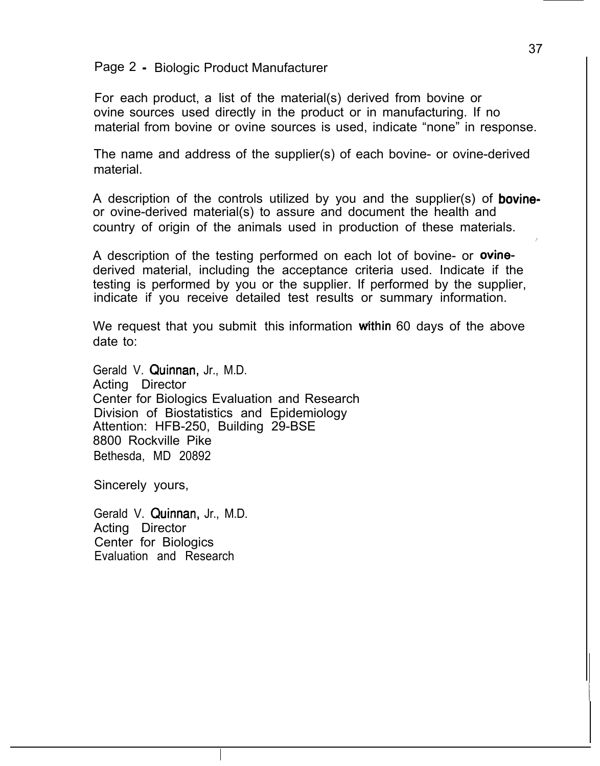Page 2 - Biologic Product Manufacturer

For each product, a list of the material(s) derived from bovine or ovine sources used directly in the product or in manufacturing. If no material from bovine or ovine sources is used, indicate “none” in response.

The name and address of the supplier(s) of each bovine- or ovine-derived material.

A description of the controls utilized by you and the supplier(s) of bovine- or ovine-derived material(s) to assure and document the health and country of origin of the animals used in production of these materials.

A description of the testing performed on each lot of bovine- or ovine-derived material, including the acceptance criteria used. Indicate if the testing is performed by you or the supplier. If performed by the supplier, indicate if you receive detailed test results or summary information.

We request that you submit this information within 60 days of the above date to:

Gerald V. Quinnan, Jr., M.D.  
Acting Director  
Center for Biologics Evaluation and Research  
Division of Biostatistics and Epidemiology  
Attention: HFB-250, Building 29-BSE  
8800 Rockville Pike  
Bethesda, MD 20892

Sincerely yours,

Gerald V. Quinnan, Jr., M.D.  
Acting Director  
Center for Biologics  
Evaluation and Research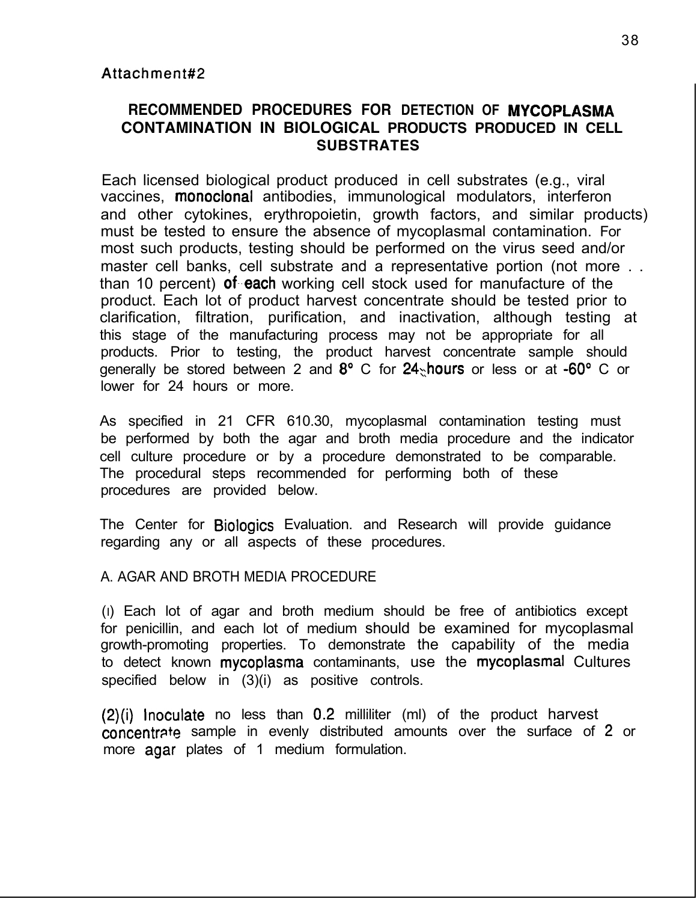Attachment#2

## RECOMMENDED PROCEDURES FOR DETECTION OF MYCOPLASMA CONTAMINATION IN BIOLOGICAL PRODUCTS PRODUCED IN CELL SUBSTRATES

Each licensed biological product produced in cell substrates (e.g., viral vaccines, monoclonal antibodies, immunological modulators, interferon and other cytokines, erythropoietin, growth factors, and similar products) must be tested to ensure the absence of mycoplasmal contamination. For most such products, testing should be performed on the virus seed and/or master cell banks, cell substrate and a representative portion (not more than 10 percent) of each working cell stock used for manufacture of the product. Each lot of product harvest concentrate should be tested prior to clarification, filtration, purification, and inactivation, although testing at this stage of the manufacturing process may not be appropriate for all products. Prior to testing, the product harvest concentrate sample should generally be stored between 2 and 8° C for 24 hours or less or at -60° C or lower for 24 hours or more.

As specified in 21 CFR 610.30, mycoplasmal contamination testing must be performed by both the agar and broth media procedure and the indicator cell culture procedure or by a procedure demonstrated to be comparable. The procedural steps recommended for performing both of these procedures are provided below.

The Center for Biologics Evaluation. and Research will provide guidance regarding any or all aspects of these procedures.

A. AGAR AND BROTH MEDIA PROCEDURE

(l) Each lot of agar and broth medium should be free of antibiotics except for penicillin, and each lot of medium should be examined for mycoplasmal growth-promoting properties. To demonstrate the capability of the media to detect known mycoplasma contaminants, use the mycoplasmal Cultures specified below in (3)(i) as positive controls.

(2)(i) Inoculate no less than 0.2 milliliter (ml) of the product harvest concentrate sample in evenly distributed amounts over the surface of 2 or more agar plates of 1 medium formulation.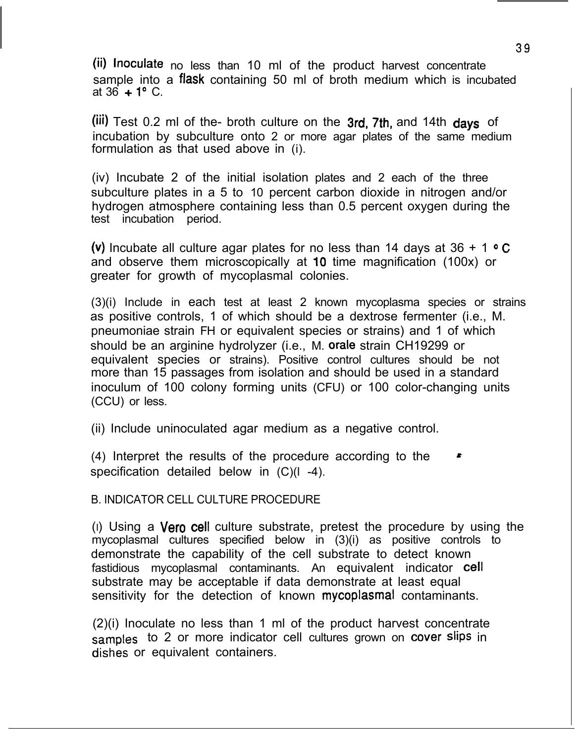(ii) Inoculate no less than 10 ml of the product harvest concentrate sample into a flask containing 50 ml of broth medium which is incubated at 36 + 1° C.

(iii) Test 0.2 ml of the- broth culture on the 3rd, 7th, and 14th days of incubation by subculture onto 2 or more agar plates of the same medium formulation as that used above in (i).

(iv) Incubate 2 of the initial isolation plates and 2 each of the three subculture plates in a 5 to 10 percent carbon dioxide in nitrogen and/or hydrogen atmosphere containing less than 0.5 percent oxygen during the test incubation period.

(v) Incubate all culture agar plates for no less than 14 days at 36 + 1 ° C and observe them microscopically at 10 time magnification (100x) or greater for growth of mycoplasmal colonies.

(3)(i) Include in each test at least 2 known mycoplasma species or strains as positive controls, 1 of which should be a dextrose fermenter (i.e., M. pneumoniae strain FH or equivalent species or strains) and 1 of which should be an arginine hydrolyzer (i.e., M. orale strain CH19299 or equivalent species or strains). Positive control cultures should be not more than 15 passages from isolation and should be used in a standard inoculum of 100 colony forming units (CFU) or 100 color-changing units (CCU) or less.

(ii) Include uninoculated agar medium as a negative control.

(4) Interpret the results of the procedure according to the specification detailed below in (C)(l -4).

B. INDICATOR CELL CULTURE PROCEDURE

(l) Using a Vero cell culture substrate, pretest the procedure by using the mycoplasmal cultures specified below in (3)(i) as positive controls to demonstrate the capability of the cell substrate to detect known fastidious mycoplasmal contaminants. An equivalent indicator cell substrate may be acceptable if data demonstrate at least equal sensitivity for the detection of known mycoplasmal contaminants.

(2)(i) Inoculate no less than 1 ml of the product harvest concentrate samples to 2 or more indicator cell cultures grown on cover slips in dishes or equivalent containers.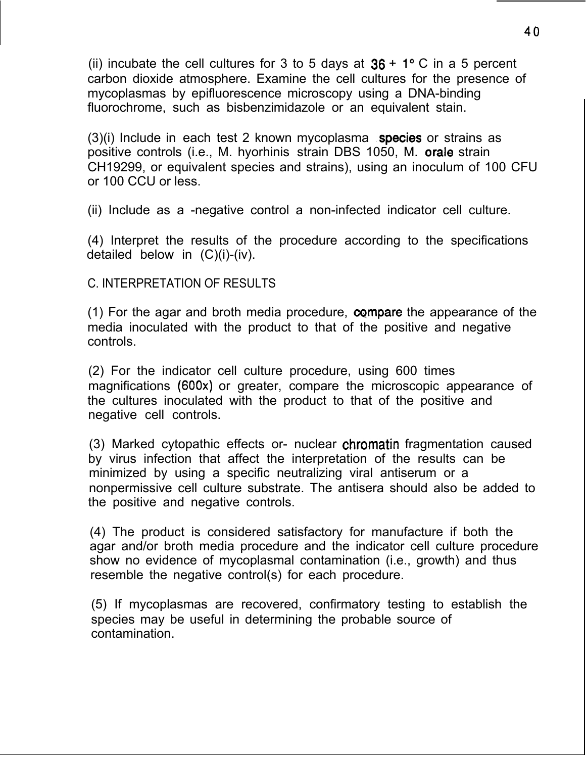(ii) incubate the cell cultures for 3 to 5 days at 36 + 1° C in a 5 percent carbon dioxide atmosphere. Examine the cell cultures for the presence of mycoplasmas by epifluorescence microscopy using a DNA-binding fluorochrome, such as bisbenzimidazole or an equivalent stain.

(3)(i) Include in each test 2 known mycoplasma species or strains as positive controls (i.e., M. hyorhinis strain DBS 1050, M. orale strain CH19299, or equivalent species and strains), using an inoculum of 100 CFU or 100 CCU or less.

(ii) Include as a -negative control a non-infected indicator cell culture.

(4) Interpret the results of the procedure according to the specifications detailed below in (C)(i)-(iv).

C. INTERPRETATION OF RESULTS

(1) For the agar and broth media procedure, compare the appearance of the media inoculated with the product to that of the positive and negative controls.

(2) For the indicator cell culture procedure, using 600 times magnifications (600x) or greater, compare the microscopic appearance of the cultures inoculated with the product to that of the positive and negative cell controls.

(3) Marked cytopathic effects or- nuclear chromatin fragmentation caused by virus infection that affect the interpretation of the results can be minimized by using a specific neutralizing viral antiserum or a nonpermissive cell culture substrate. The antisera should also be added to the positive and negative controls.

(4) The product is considered satisfactory for manufacture if both the agar and/or broth media procedure and the indicator cell culture procedure show no evidence of mycoplasmal contamination (i.e., growth) and thus resemble the negative control(s) for each procedure.

(5) If mycoplasmas are recovered, confirmatory testing to establish the species may be useful in determining the probable source of contamination.